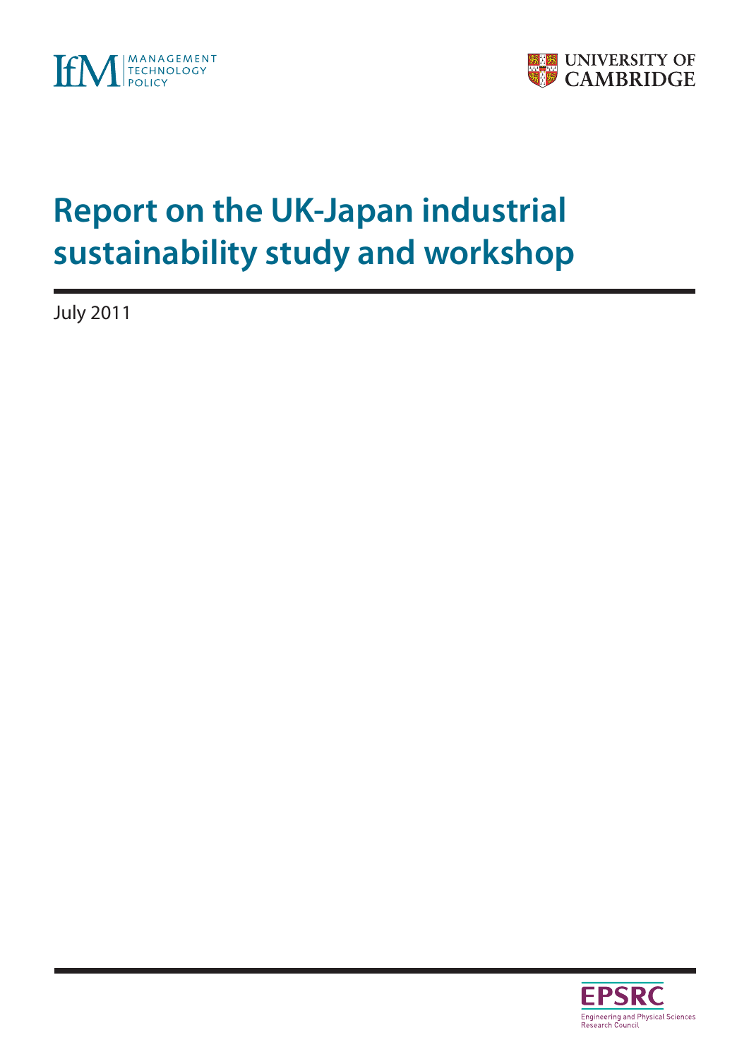IfM MANAGEMENT TECHNOLOGY POLICY

UNIVERSITY OF CAMBRIDGE

# Report on the UK-Japan industrial sustainability study and workshop

July 2011

EPSRC
Engineering and Physical Sciences Research Council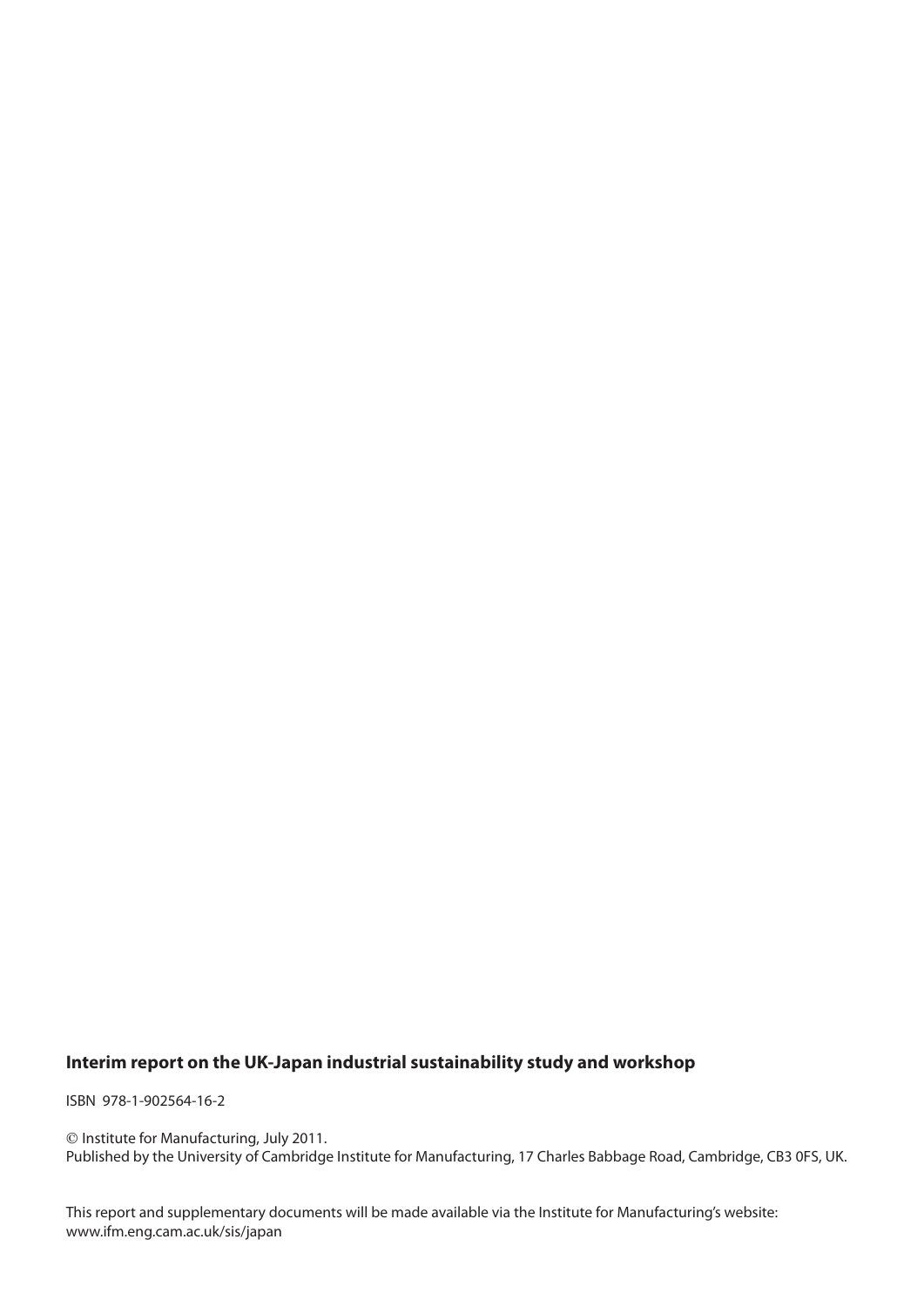**Interim report on the UK-Japan industrial sustainability study and workshop**

ISBN 978-1-902564-16-2

© Institute for Manufacturing, July 2011.
Published by the University of Cambridge Institute for Manufacturing, 17 Charles Babbage Road, Cambridge, CB3 0FS, UK.

This report and supplementary documents will be made available via the Institute for Manufacturing's website:
www.ifm.eng.cam.ac.uk/sis/japan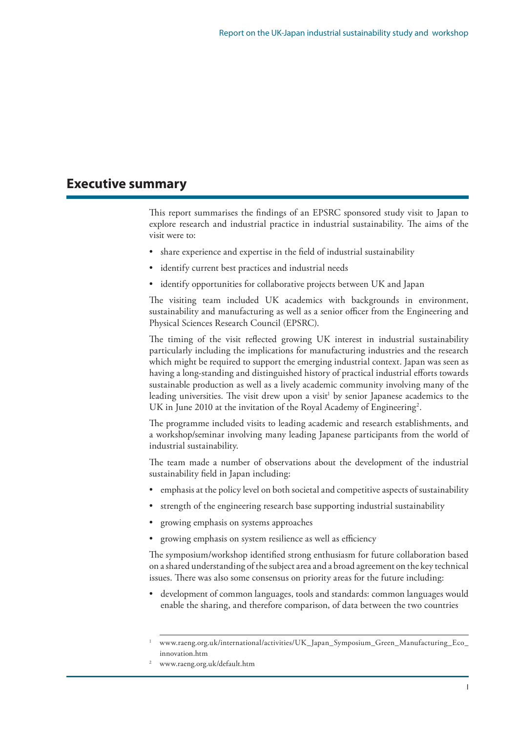## Executive summary

This report summarises the findings of an EPSRC sponsored study visit to Japan to explore research and industrial practice in industrial sustainability. The aims of the visit were to:

- share experience and expertise in the field of industrial sustainability
- identify current best practices and industrial needs
- identify opportunities for collaborative projects between UK and Japan

The visiting team included UK academics with backgrounds in environment, sustainability and manufacturing as well as a senior officer from the Engineering and Physical Sciences Research Council (EPSRC).

The timing of the visit reflected growing UK interest in industrial sustainability particularly including the implications for manufacturing industries and the research which might be required to support the emerging industrial context. Japan was seen as having a long-standing and distinguished history of practical industrial efforts towards sustainable production as well as a lively academic community involving many of the leading universities. The visit drew upon a visit[1] by senior Japanese academics to the UK in June 2010 at the invitation of the Royal Academy of Engineering[2].

The programme included visits to leading academic and research establishments, and a workshop/seminar involving many leading Japanese participants from the world of industrial sustainability.

The team made a number of observations about the development of the industrial sustainability field in Japan including:

- emphasis at the policy level on both societal and competitive aspects of sustainability
- strength of the engineering research base supporting industrial sustainability
- growing emphasis on systems approaches
- growing emphasis on system resilience as well as efficiency

The symposium/workshop identified strong enthusiasm for future collaboration based on a shared understanding of the subject area and a broad agreement on the key technical issues. There was also some consensus on priority areas for the future including:

- development of common languages, tools and standards: common languages would enable the sharing, and therefore comparison, of data between the two countries

[1] www.raeng.org.uk/international/activities/UK_Japan_Symposium_Green_Manufacturing_Eco_innovation.htm

[2] www.raeng.org.uk/default.htm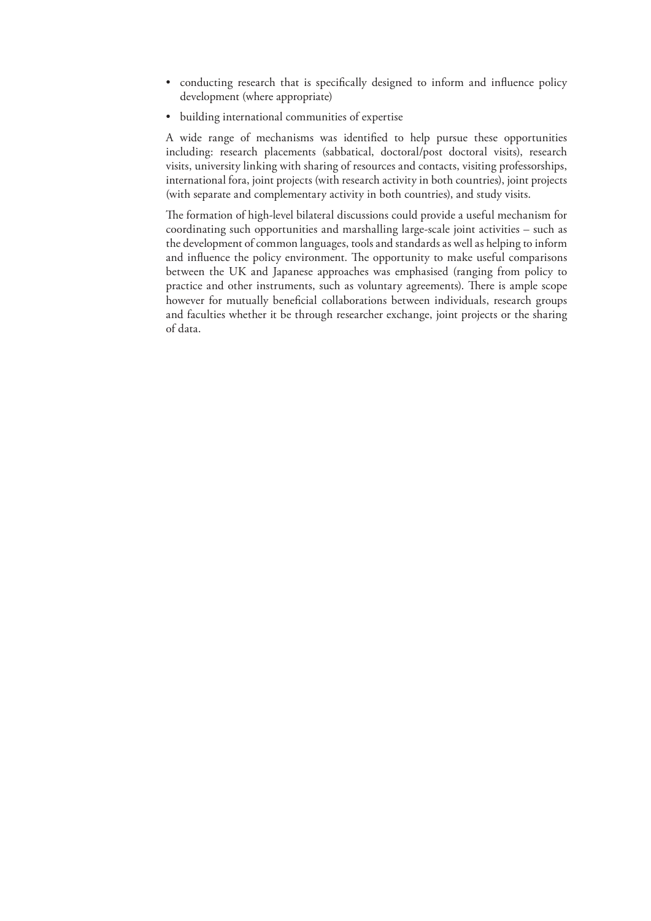- conducting research that is specifically designed to inform and influence policy development (where appropriate)
- building international communities of expertise

A wide range of mechanisms was identified to help pursue these opportunities including: research placements (sabbatical, doctoral/post doctoral visits), research visits, university linking with sharing of resources and contacts, visiting professorships, international fora, joint projects (with research activity in both countries), joint projects (with separate and complementary activity in both countries), and study visits.

The formation of high-level bilateral discussions could provide a useful mechanism for coordinating such opportunities and marshalling large-scale joint activities – such as the development of common languages, tools and standards as well as helping to inform and influence the policy environment. The opportunity to make useful comparisons between the UK and Japanese approaches was emphasised (ranging from policy to practice and other instruments, such as voluntary agreements). There is ample scope however for mutually beneficial collaborations between individuals, research groups and faculties whether it be through researcher exchange, joint projects or the sharing of data.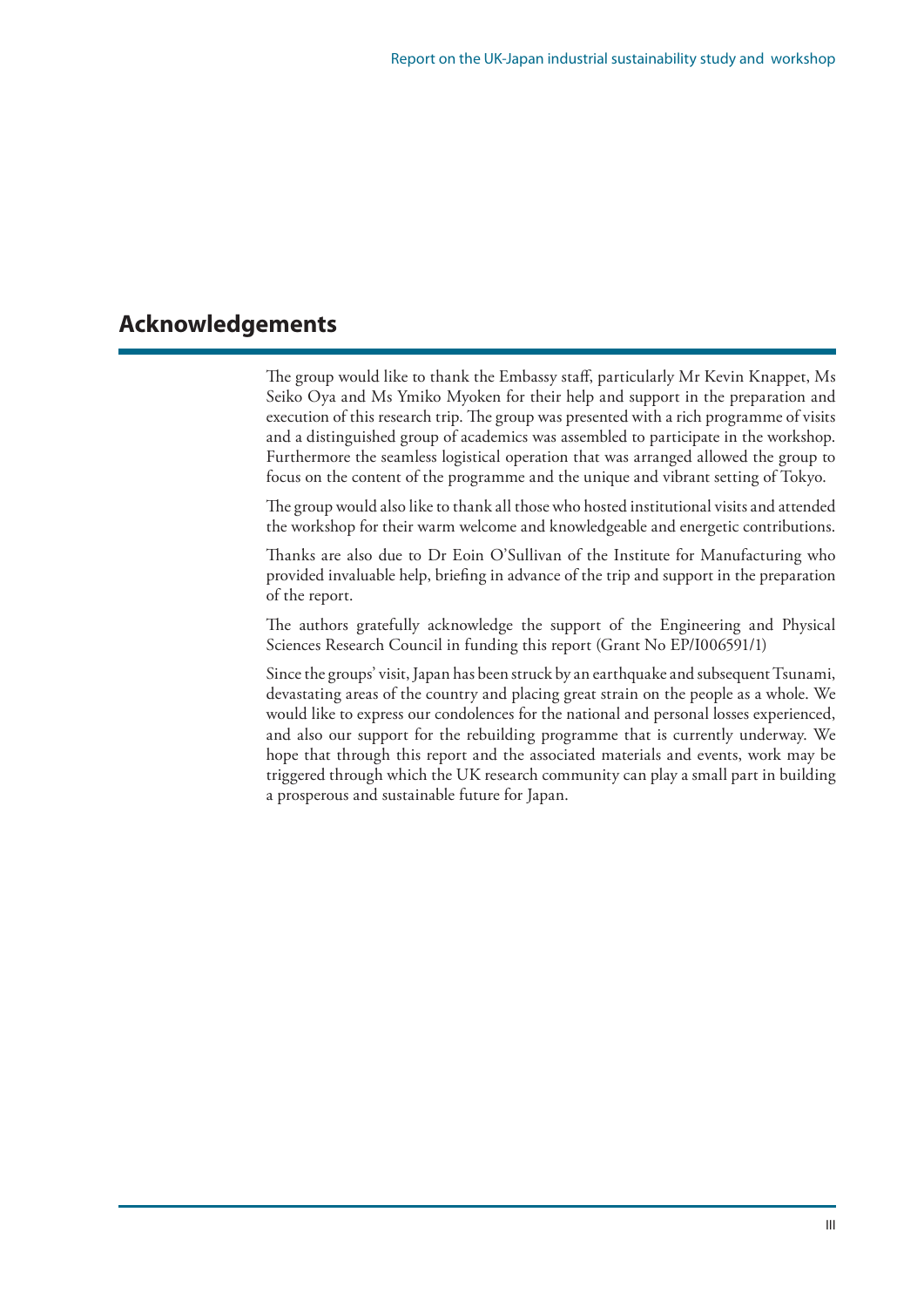## Acknowledgements

The group would like to thank the Embassy staff, particularly Mr Kevin Knappet, Ms Seiko Oya and Ms Ymiko Myoken for their help and support in the preparation and execution of this research trip. The group was presented with a rich programme of visits and a distinguished group of academics was assembled to participate in the workshop. Furthermore the seamless logistical operation that was arranged allowed the group to focus on the content of the programme and the unique and vibrant setting of Tokyo.

The group would also like to thank all those who hosted institutional visits and attended the workshop for their warm welcome and knowledgeable and energetic contributions.

Thanks are also due to Dr Eoin O'Sullivan of the Institute for Manufacturing who provided invaluable help, briefing in advance of the trip and support in the preparation of the report.

The authors gratefully acknowledge the support of the Engineering and Physical Sciences Research Council in funding this report (Grant No EP/I006591/1)

Since the groups' visit, Japan has been struck by an earthquake and subsequent Tsunami, devastating areas of the country and placing great strain on the people as a whole. We would like to express our condolences for the national and personal losses experienced, and also our support for the rebuilding programme that is currently underway. We hope that through this report and the associated materials and events, work may be triggered through which the UK research community can play a small part in building a prosperous and sustainable future for Japan.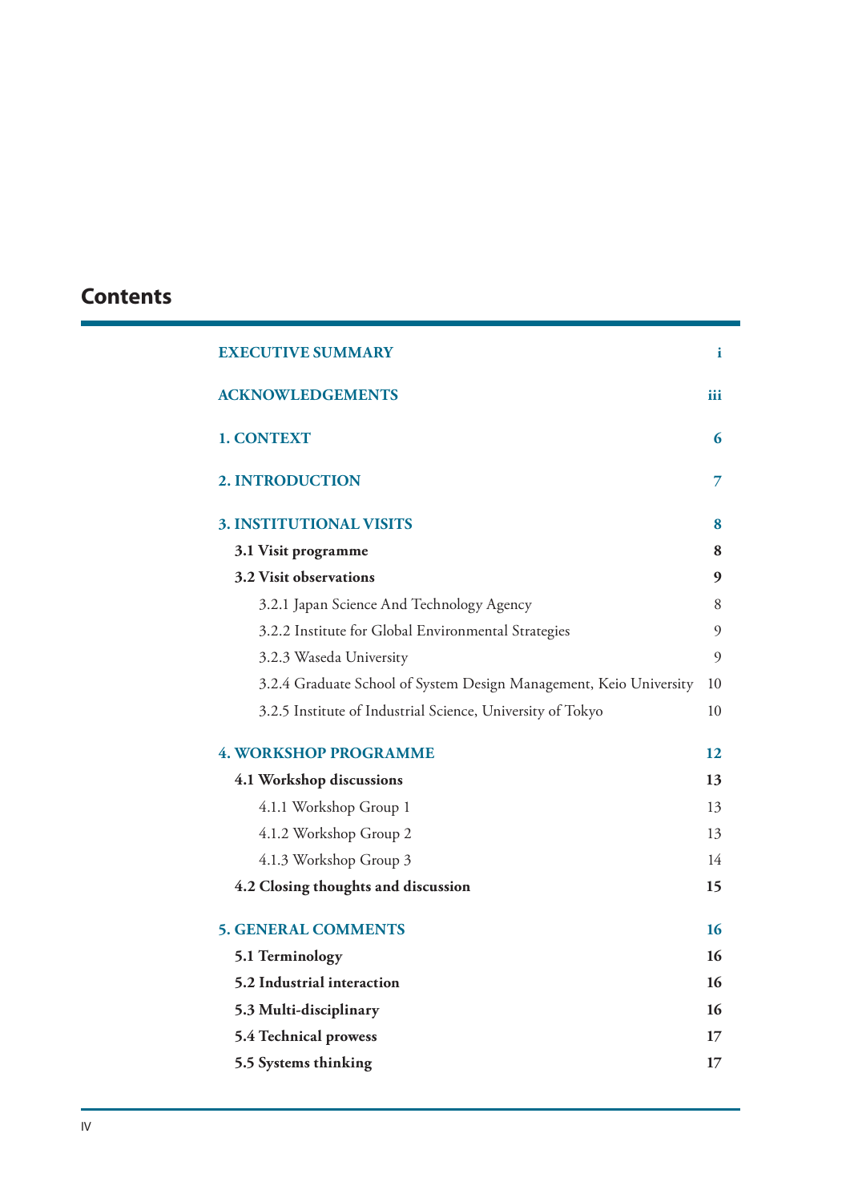# Contents

| | |
|---|---|
| **EXECUTIVE SUMMARY** | **i** |
| **ACKNOWLEDGEMENTS** | **iii** |
| **1. CONTEXT** | **6** |
| **2. INTRODUCTION** | **7** |
| **3. INSTITUTIONAL VISITS** | **8** |
| **3.1 Visit programme** | **8** |
| **3.2 Visit observations** | **9** |
| 3.2.1 Japan Science And Technology Agency | 8 |
| 3.2.2 Institute for Global Environmental Strategies | 9 |
| 3.2.3 Waseda University | 9 |
| 3.2.4 Graduate School of System Design Management, Keio University | 10 |
| 3.2.5 Institute of Industrial Science, University of Tokyo | 10 |
| **4. WORKSHOP PROGRAMME** | **12** |
| **4.1 Workshop discussions** | **13** |
| 4.1.1 Workshop Group 1 | 13 |
| 4.1.2 Workshop Group 2 | 13 |
| 4.1.3 Workshop Group 3 | 14 |
| **4.2 Closing thoughts and discussion** | **15** |
| **5. GENERAL COMMENTS** | **16** |
| **5.1 Terminology** | **16** |
| **5.2 Industrial interaction** | **16** |
| **5.3 Multi-disciplinary** | **16** |
| **5.4 Technical prowess** | **17** |
| **5.5 Systems thinking** | **17** |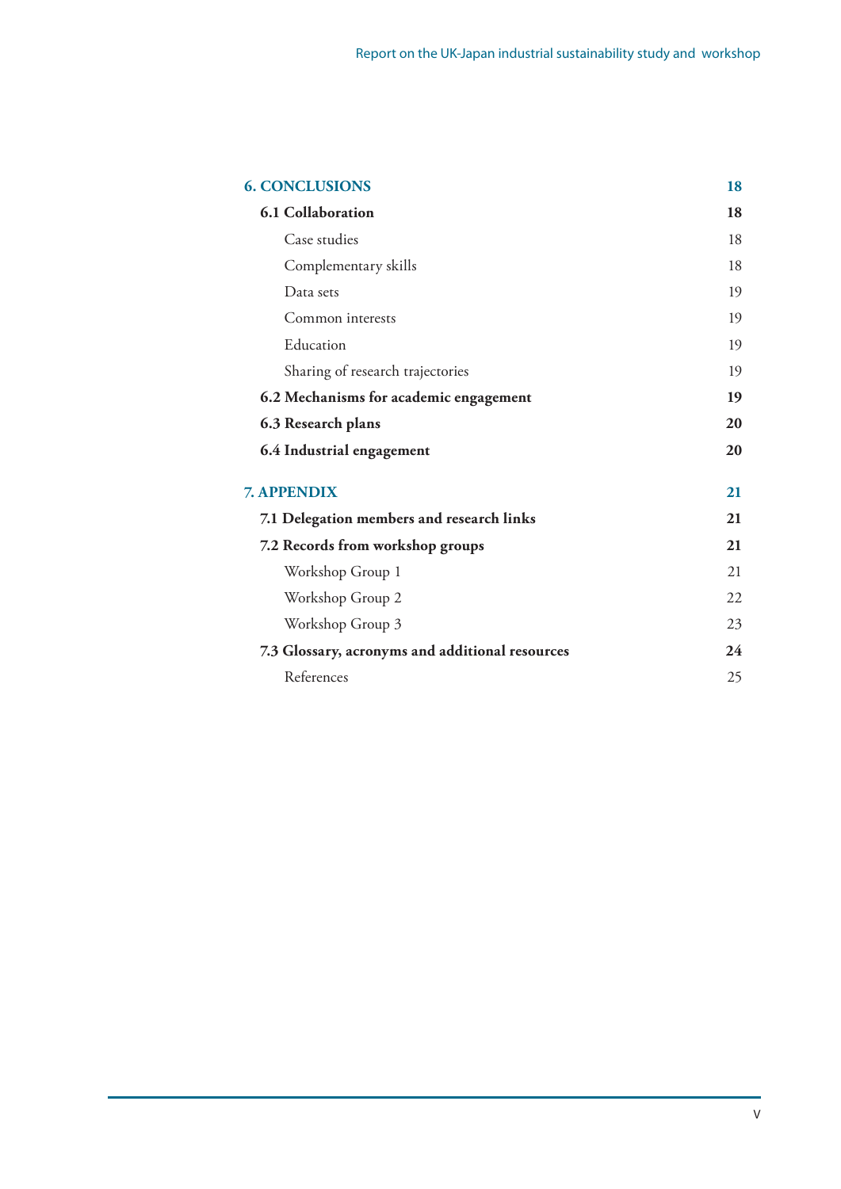| | |
|---|---|
| **6. CONCLUSIONS** | **18** |
| **6.1 Collaboration** | **18** |
| Case studies | 18 |
| Complementary skills | 18 |
| Data sets | 19 |
| Common interests | 19 |
| Education | 19 |
| Sharing of research trajectories | 19 |
| **6.2 Mechanisms for academic engagement** | **19** |
| **6.3 Research plans** | **20** |
| **6.4 Industrial engagement** | **20** |
| **7. APPENDIX** | **21** |
| **7.1 Delegation members and research links** | **21** |
| **7.2 Records from workshop groups** | **21** |
| Workshop Group 1 | 21 |
| Workshop Group 2 | 22 |
| Workshop Group 3 | 23 |
| **7.3 Glossary, acronyms and additional resources** | **24** |
| References | 25 |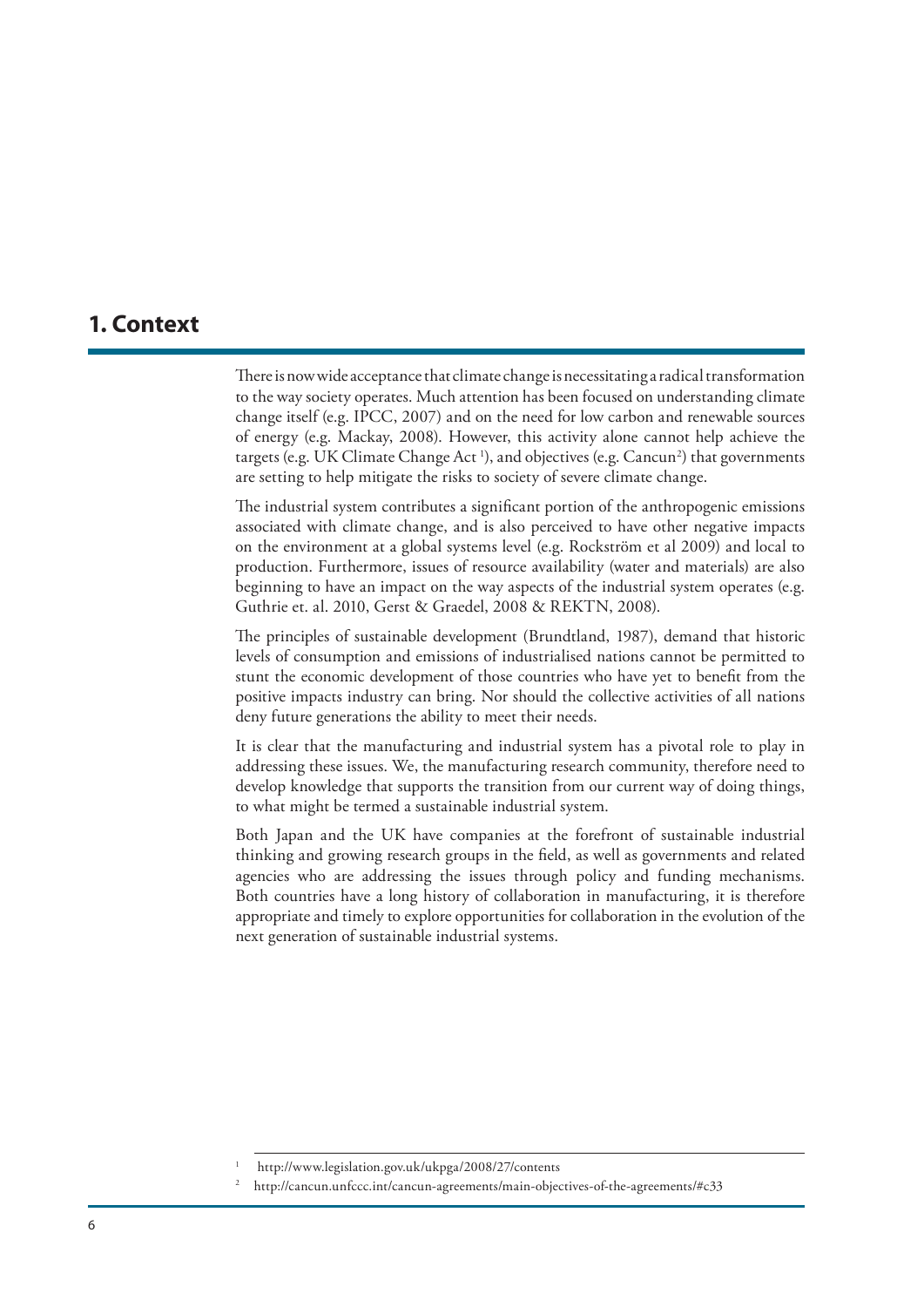# 1. Context

There is now wide acceptance that climate change is necessitating a radical transformation to the way society operates. Much attention has been focused on understanding climate change itself (e.g. IPCC, 2007) and on the need for low carbon and renewable sources of energy (e.g. Mackay, 2008). However, this activity alone cannot help achieve the targets (e.g. UK Climate Change Act [1]), and objectives (e.g. Cancun[2]) that governments are setting to help mitigate the risks to society of severe climate change.

The industrial system contributes a significant portion of the anthropogenic emissions associated with climate change, and is also perceived to have other negative impacts on the environment at a global systems level (e.g. Rockström et al 2009) and local to production. Furthermore, issues of resource availability (water and materials) are also beginning to have an impact on the way aspects of the industrial system operates (e.g. Guthrie et. al. 2010, Gerst & Graedel, 2008 & REKTN, 2008).

The principles of sustainable development (Brundtland, 1987), demand that historic levels of consumption and emissions of industrialised nations cannot be permitted to stunt the economic development of those countries who have yet to benefit from the positive impacts industry can bring. Nor should the collective activities of all nations deny future generations the ability to meet their needs.

It is clear that the manufacturing and industrial system has a pivotal role to play in addressing these issues. We, the manufacturing research community, therefore need to develop knowledge that supports the transition from our current way of doing things, to what might be termed a sustainable industrial system.

Both Japan and the UK have companies at the forefront of sustainable industrial thinking and growing research groups in the field, as well as governments and related agencies who are addressing the issues through policy and funding mechanisms. Both countries have a long history of collaboration in manufacturing, it is therefore appropriate and timely to explore opportunities for collaboration in the evolution of the next generation of sustainable industrial systems.

---

[1] http://www.legislation.gov.uk/ukpga/2008/27/contents

[2] http://cancun.unfccc.int/cancun-agreements/main-objectives-of-the-agreements/#c33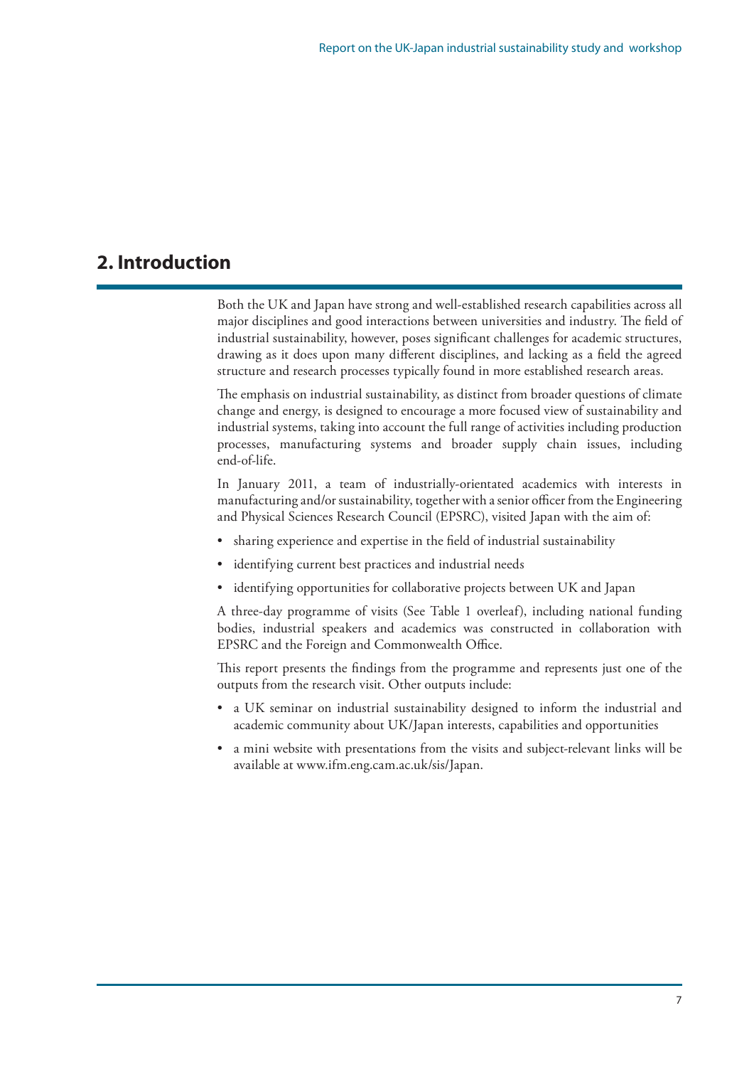## 2. Introduction

Both the UK and Japan have strong and well-established research capabilities across all major disciplines and good interactions between universities and industry. The field of industrial sustainability, however, poses significant challenges for academic structures, drawing as it does upon many different disciplines, and lacking as a field the agreed structure and research processes typically found in more established research areas.

The emphasis on industrial sustainability, as distinct from broader questions of climate change and energy, is designed to encourage a more focused view of sustainability and industrial systems, taking into account the full range of activities including production processes, manufacturing systems and broader supply chain issues, including end-of-life.

In January 2011, a team of industrially-orientated academics with interests in manufacturing and/or sustainability, together with a senior officer from the Engineering and Physical Sciences Research Council (EPSRC), visited Japan with the aim of:

- sharing experience and expertise in the field of industrial sustainability
- identifying current best practices and industrial needs
- identifying opportunities for collaborative projects between UK and Japan

A three-day programme of visits (See Table 1 overleaf), including national funding bodies, industrial speakers and academics was constructed in collaboration with EPSRC and the Foreign and Commonwealth Office.

This report presents the findings from the programme and represents just one of the outputs from the research visit. Other outputs include:

- a UK seminar on industrial sustainability designed to inform the industrial and academic community about UK/Japan interests, capabilities and opportunities
- a mini website with presentations from the visits and subject-relevant links will be available at www.ifm.eng.cam.ac.uk/sis/Japan.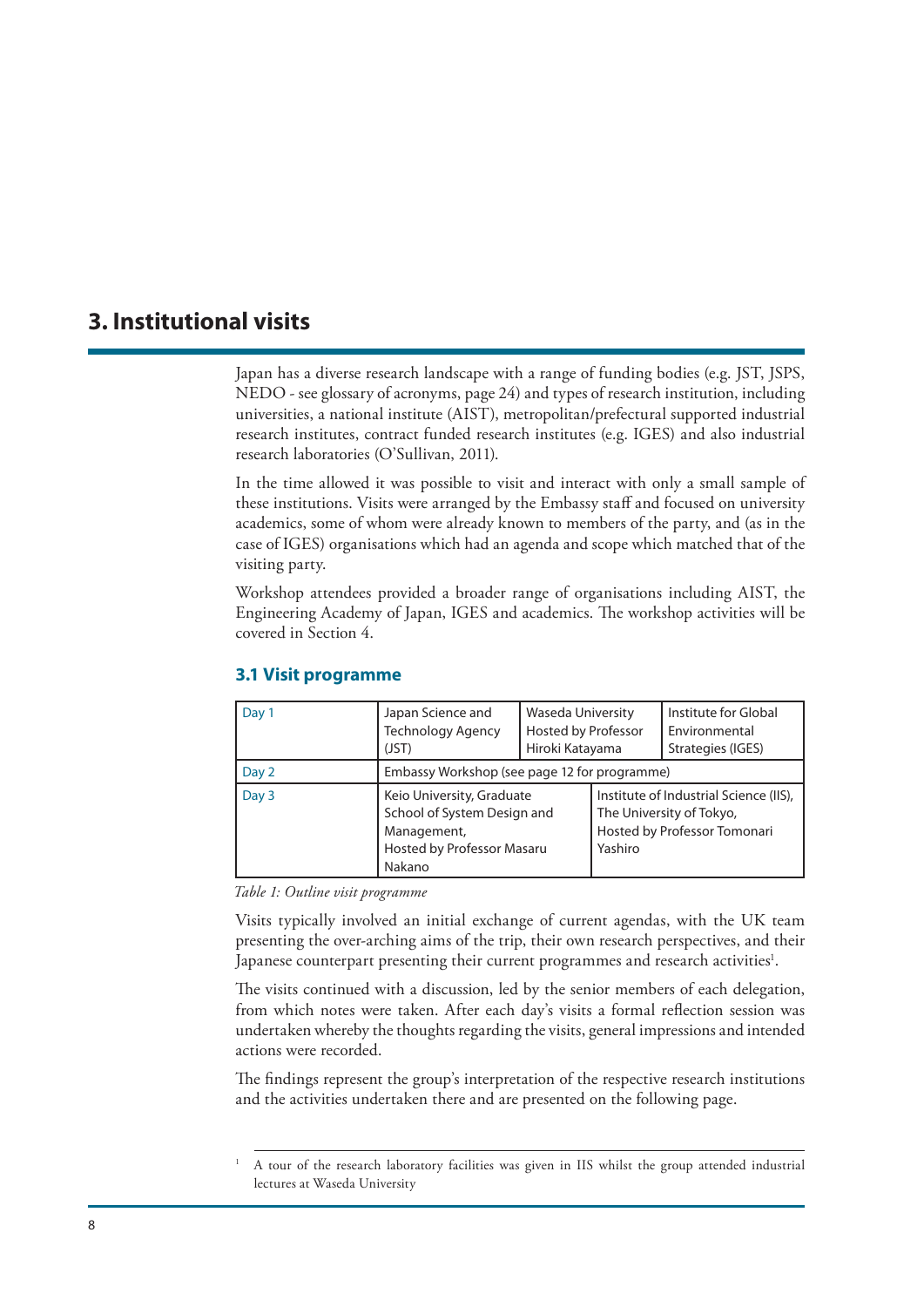# 3. Institutional visits

Japan has a diverse research landscape with a range of funding bodies (e.g. JST, JSPS, NEDO - see glossary of acronyms, page 24) and types of research institution, including universities, a national institute (AIST), metropolitan/prefectural supported industrial research institutes, contract funded research institutes (e.g. IGES) and also industrial research laboratories (O'Sullivan, 2011).

In the time allowed it was possible to visit and interact with only a small sample of these institutions. Visits were arranged by the Embassy staff and focused on university academics, some of whom were already known to members of the party, and (as in the case of IGES) organisations which had an agenda and scope which matched that of the visiting party.

Workshop attendees provided a broader range of organisations including AIST, the Engineering Academy of Japan, IGES and academics. The workshop activities will be covered in Section 4.

## 3.1 Visit programme

| | | | |
|---|---|---|---|
| Day 1 | Japan Science and Technology Agency (JST) | Waseda University Hosted by Professor Hiroki Katayama | Institute for Global Environmental Strategies (IGES) |
| Day 2 | Embassy Workshop (see page 12 for programme) | | |
| Day 3 | Keio University, Graduate School of System Design and Management, Hosted by Professor Masaru Nakano | Institute of Industrial Science (IIS), The University of Tokyo, Hosted by Professor Tomonari Yashiro | |

*Table 1: Outline visit programme*

Visits typically involved an initial exchange of current agendas, with the UK team presenting the over-arching aims of the trip, their own research perspectives, and their Japanese counterpart presenting their current programmes and research activities[1].

The visits continued with a discussion, led by the senior members of each delegation, from which notes were taken. After each day's visits a formal reflection session was undertaken whereby the thoughts regarding the visits, general impressions and intended actions were recorded.

The findings represent the group's interpretation of the respective research institutions and the activities undertaken there and are presented on the following page.

[1] A tour of the research laboratory facilities was given in IIS whilst the group attended industrial lectures at Waseda University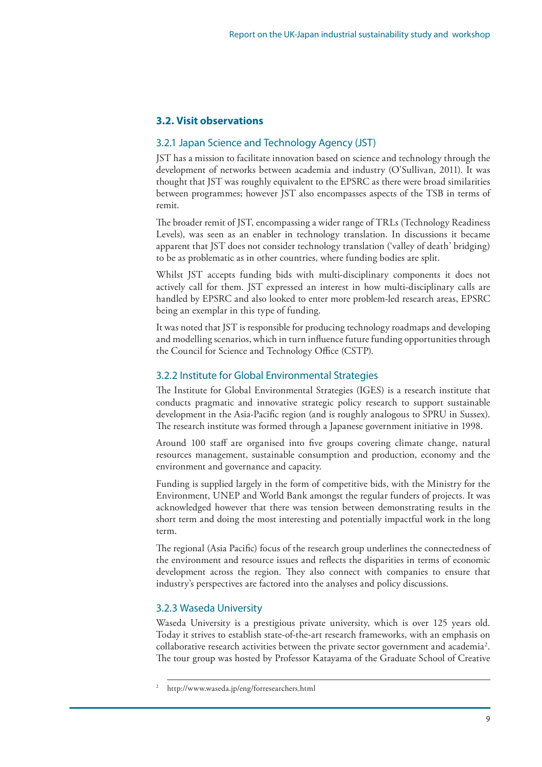## 3.2. Visit observations

### 3.2.1 Japan Science and Technology Agency (JST)

JST has a mission to facilitate innovation based on science and technology through the development of networks between academia and industry (O'Sullivan, 2011). It was thought that JST was roughly equivalent to the EPSRC as there were broad similarities between programmes; however JST also encompasses aspects of the TSB in terms of remit.

The broader remit of JST, encompassing a wider range of TRLs (Technology Readiness Levels), was seen as an enabler in technology translation. In discussions it became apparent that JST does not consider technology translation ('valley of death' bridging) to be as problematic as in other countries, where funding bodies are split.

Whilst JST accepts funding bids with multi-disciplinary components it does not actively call for them. JST expressed an interest in how multi-disciplinary calls are handled by EPSRC and also looked to enter more problem-led research areas, EPSRC being an exemplar in this type of funding.

It was noted that JST is responsible for producing technology roadmaps and developing and modelling scenarios, which in turn influence future funding opportunities through the Council for Science and Technology Office (CSTP).

### 3.2.2 Institute for Global Environmental Strategies

The Institute for Global Environmental Strategies (IGES) is a research institute that conducts pragmatic and innovative strategic policy research to support sustainable development in the Asia-Pacific region (and is roughly analogous to SPRU in Sussex). The research institute was formed through a Japanese government initiative in 1998.

Around 100 staff are organised into five groups covering climate change, natural resources management, sustainable consumption and production, economy and the environment and governance and capacity.

Funding is supplied largely in the form of competitive bids, with the Ministry for the Environment, UNEP and World Bank amongst the regular funders of projects. It was acknowledged however that there was tension between demonstrating results in the short term and doing the most interesting and potentially impactful work in the long term.

The regional (Asia Pacific) focus of the research group underlines the connectedness of the environment and resource issues and reflects the disparities in terms of economic development across the region. They also connect with companies to ensure that industry's perspectives are factored into the analyses and policy discussions.

### 3.2.3 Waseda University

Waseda University is a prestigious private university, which is over 125 years old. Today it strives to establish state-of-the-art research frameworks, with an emphasis on collaborative research activities between the private sector government and academia[2]. The tour group was hosted by Professor Katayama of the Graduate School of Creative

---

[2] http://www.waseda.jp/eng/forresearchers.html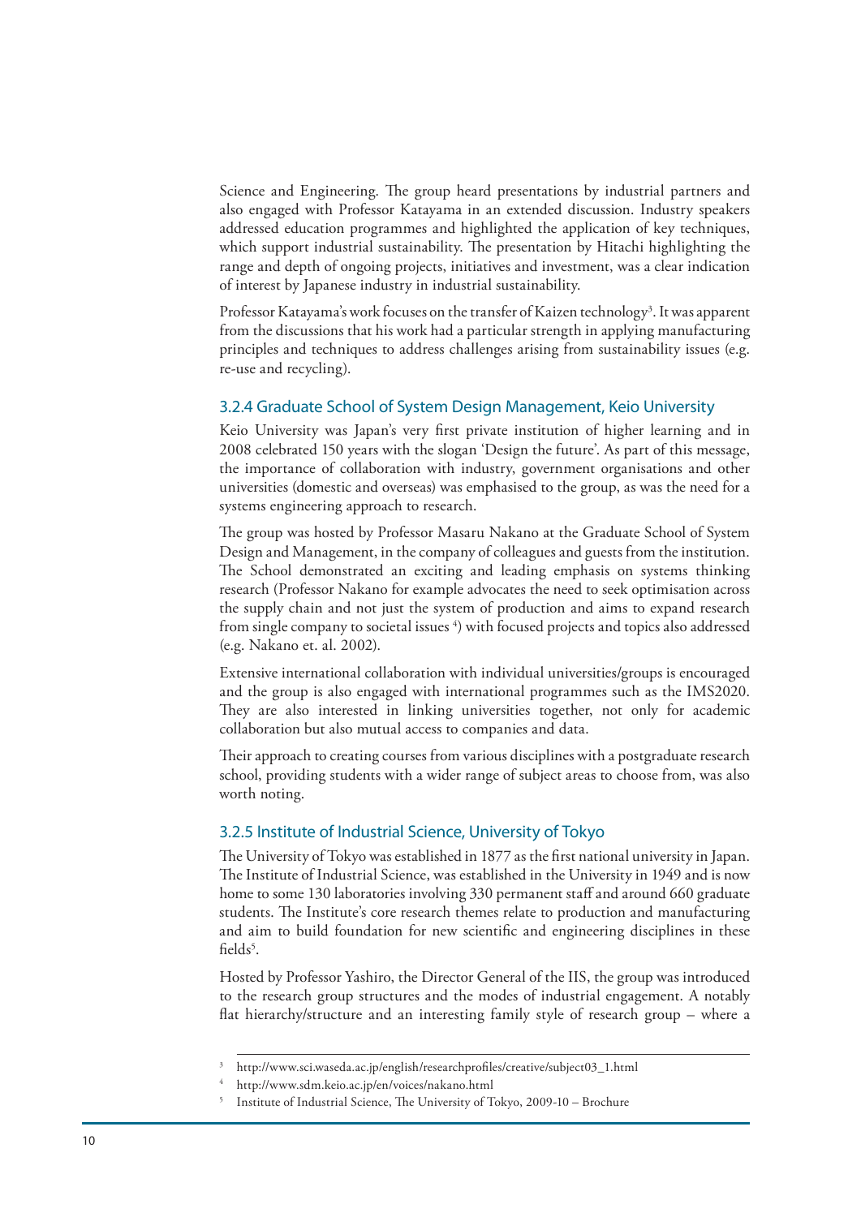Science and Engineering. The group heard presentations by industrial partners and also engaged with Professor Katayama in an extended discussion. Industry speakers addressed education programmes and highlighted the application of key techniques, which support industrial sustainability. The presentation by Hitachi highlighting the range and depth of ongoing projects, initiatives and investment, was a clear indication of interest by Japanese industry in industrial sustainability.

Professor Katayama's work focuses on the transfer of Kaizen technology[3]. It was apparent from the discussions that his work had a particular strength in applying manufacturing principles and techniques to address challenges arising from sustainability issues (e.g. re-use and recycling).

### 3.2.4 Graduate School of System Design Management, Keio University

Keio University was Japan's very first private institution of higher learning and in 2008 celebrated 150 years with the slogan 'Design the future'. As part of this message, the importance of collaboration with industry, government organisations and other universities (domestic and overseas) was emphasised to the group, as was the need for a systems engineering approach to research.

The group was hosted by Professor Masaru Nakano at the Graduate School of System Design and Management, in the company of colleagues and guests from the institution. The School demonstrated an exciting and leading emphasis on systems thinking research (Professor Nakano for example advocates the need to seek optimisation across the supply chain and not just the system of production and aims to expand research from single company to societal issues [4]) with focused projects and topics also addressed (e.g. Nakano et. al. 2002).

Extensive international collaboration with individual universities/groups is encouraged and the group is also engaged with international programmes such as the IMS2020. They are also interested in linking universities together, not only for academic collaboration but also mutual access to companies and data.

Their approach to creating courses from various disciplines with a postgraduate research school, providing students with a wider range of subject areas to choose from, was also worth noting.

### 3.2.5 Institute of Industrial Science, University of Tokyo

The University of Tokyo was established in 1877 as the first national university in Japan. The Institute of Industrial Science, was established in the University in 1949 and is now home to some 130 laboratories involving 330 permanent staff and around 660 graduate students. The Institute's core research themes relate to production and manufacturing and aim to build foundation for new scientific and engineering disciplines in these fields[5].

Hosted by Professor Yashiro, the Director General of the IIS, the group was introduced to the research group structures and the modes of industrial engagement. A notably flat hierarchy/structure and an interesting family style of research group – where a

---

[3] http://www.sci.waseda.ac.jp/english/researchprofiles/creative/subject03_1.html

[4] http://www.sdm.keio.ac.jp/en/voices/nakano.html

[5] Institute of Industrial Science, The University of Tokyo, 2009-10 – Brochure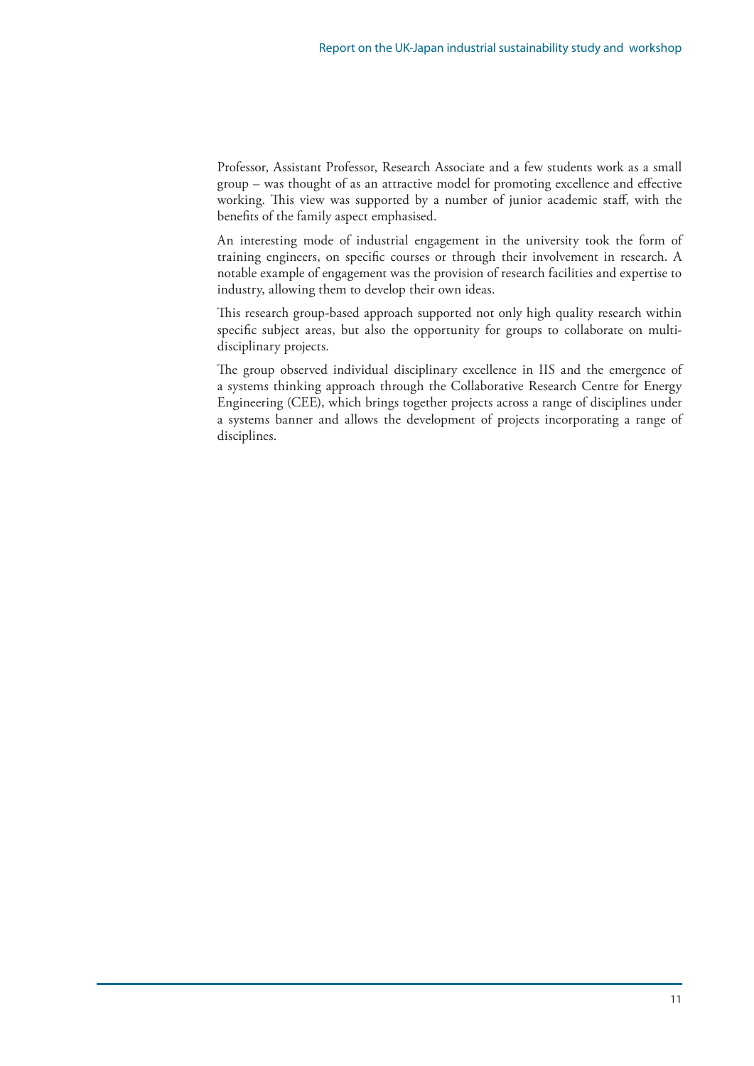Professor, Assistant Professor, Research Associate and a few students work as a small group – was thought of as an attractive model for promoting excellence and effective working. This view was supported by a number of junior academic staff, with the benefits of the family aspect emphasised.

An interesting mode of industrial engagement in the university took the form of training engineers, on specific courses or through their involvement in research. A notable example of engagement was the provision of research facilities and expertise to industry, allowing them to develop their own ideas.

This research group-based approach supported not only high quality research within specific subject areas, but also the opportunity for groups to collaborate on multi-disciplinary projects.

The group observed individual disciplinary excellence in IIS and the emergence of a systems thinking approach through the Collaborative Research Centre for Energy Engineering (CEE), which brings together projects across a range of disciplines under a systems banner and allows the development of projects incorporating a range of disciplines.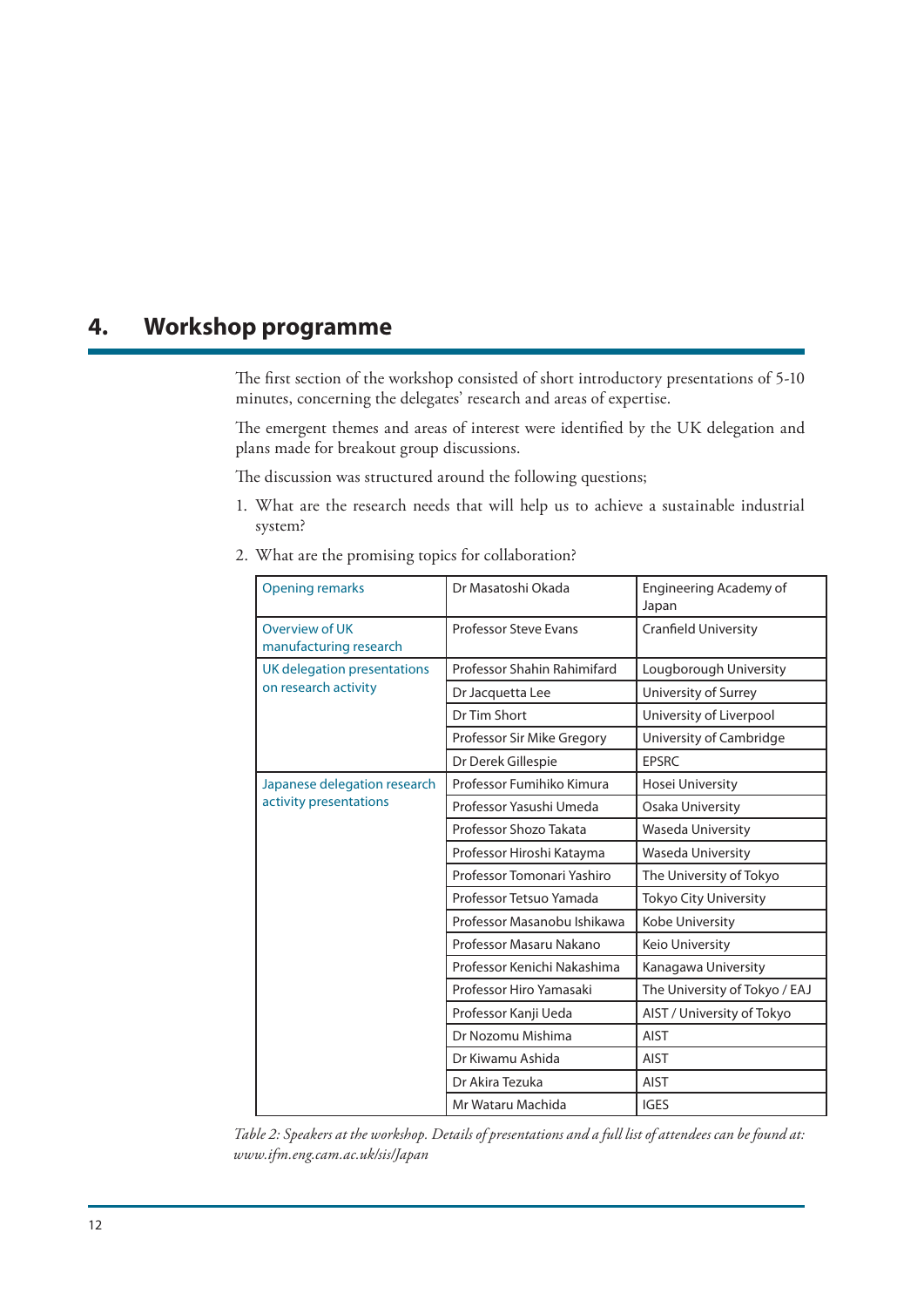# 4. Workshop programme

The first section of the workshop consisted of short introductory presentations of 5-10 minutes, concerning the delegates' research and areas of expertise.

The emergent themes and areas of interest were identified by the UK delegation and plans made for breakout group discussions.

The discussion was structured around the following questions;

1. What are the research needs that will help us to achieve a sustainable industrial system?
2. What are the promising topics for collaboration?

| | | |
|---|---|---|
| Opening remarks | Dr Masatoshi Okada | Engineering Academy of Japan |
| Overview of UK manufacturing research | Professor Steve Evans | Cranfield University |
| UK delegation presentations on research activity | Professor Shahin Rahimifard | Lougborough University |
| | Dr Jacquetta Lee | University of Surrey |
| | Dr Tim Short | University of Liverpool |
| | Professor Sir Mike Gregory | University of Cambridge |
| | Dr Derek Gillespie | EPSRC |
| Japanese delegation research activity presentations | Professor Fumihiko Kimura | Hosei University |
| | Professor Yasushi Umeda | Osaka University |
| | Professor Shozo Takata | Waseda University |
| | Professor Hiroshi Katayma | Waseda University |
| | Professor Tomonari Yashiro | The University of Tokyo |
| | Professor Tetsuo Yamada | Tokyo City University |
| | Professor Masanobu Ishikawa | Kobe University |
| | Professor Masaru Nakano | Keio University |
| | Professor Kenichi Nakashima | Kanagawa University |
| | Professor Hiro Yamasaki | The University of Tokyo / EAJ |
| | Professor Kanji Ueda | AIST / University of Tokyo |
| | Dr Nozomu Mishima | AIST |
| | Dr Kiwamu Ashida | AIST |
| | Dr Akira Tezuka | AIST |
| | Mr Wataru Machida | IGES |

*Table 2: Speakers at the workshop. Details of presentations and a full list of attendees can be found at: www.ifm.eng.cam.ac.uk/sis/Japan*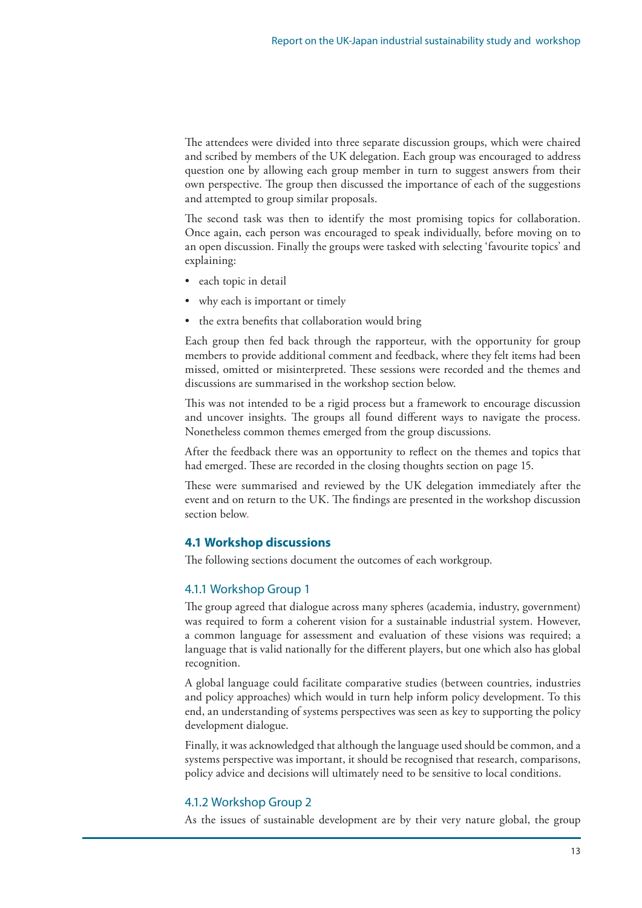The attendees were divided into three separate discussion groups, which were chaired and scribed by members of the UK delegation. Each group was encouraged to address question one by allowing each group member in turn to suggest answers from their own perspective. The group then discussed the importance of each of the suggestions and attempted to group similar proposals.

The second task was then to identify the most promising topics for collaboration. Once again, each person was encouraged to speak individually, before moving on to an open discussion. Finally the groups were tasked with selecting 'favourite topics' and explaining:

- each topic in detail
- why each is important or timely
- the extra benefits that collaboration would bring

Each group then fed back through the rapporteur, with the opportunity for group members to provide additional comment and feedback, where they felt items had been missed, omitted or misinterpreted. These sessions were recorded and the themes and discussions are summarised in the workshop section below.

This was not intended to be a rigid process but a framework to encourage discussion and uncover insights. The groups all found different ways to navigate the process. Nonetheless common themes emerged from the group discussions.

After the feedback there was an opportunity to reflect on the themes and topics that had emerged. These are recorded in the closing thoughts section on page 15.

These were summarised and reviewed by the UK delegation immediately after the event and on return to the UK. The findings are presented in the workshop discussion section below.

### 4.1 Workshop discussions

The following sections document the outcomes of each workgroup.

#### 4.1.1 Workshop Group 1

The group agreed that dialogue across many spheres (academia, industry, government) was required to form a coherent vision for a sustainable industrial system. However, a common language for assessment and evaluation of these visions was required; a language that is valid nationally for the different players, but one which also has global recognition.

A global language could facilitate comparative studies (between countries, industries and policy approaches) which would in turn help inform policy development. To this end, an understanding of systems perspectives was seen as key to supporting the policy development dialogue.

Finally, it was acknowledged that although the language used should be common, and a systems perspective was important, it should be recognised that research, comparisons, policy advice and decisions will ultimately need to be sensitive to local conditions.

#### 4.1.2 Workshop Group 2

As the issues of sustainable development are by their very nature global, the group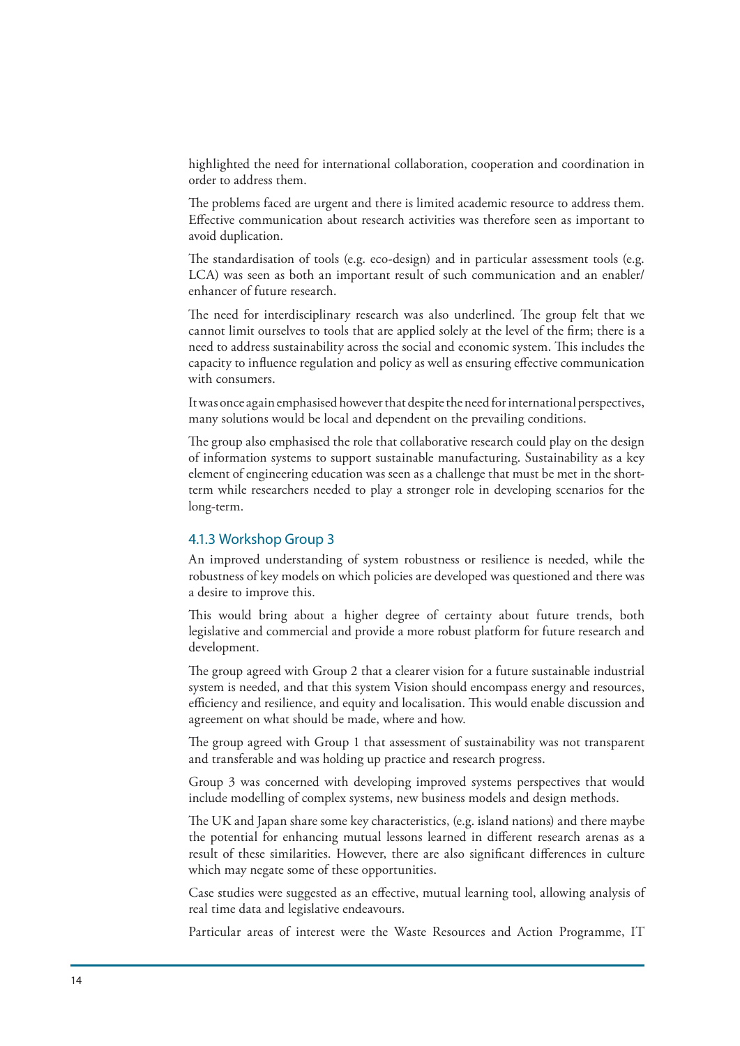highlighted the need for international collaboration, cooperation and coordination in order to address them.

The problems faced are urgent and there is limited academic resource to address them. Effective communication about research activities was therefore seen as important to avoid duplication.

The standardisation of tools (e.g. eco-design) and in particular assessment tools (e.g. LCA) was seen as both an important result of such communication and an enabler/ enhancer of future research.

The need for interdisciplinary research was also underlined. The group felt that we cannot limit ourselves to tools that are applied solely at the level of the firm; there is a need to address sustainability across the social and economic system. This includes the capacity to influence regulation and policy as well as ensuring effective communication with consumers.

It was once again emphasised however that despite the need for international perspectives, many solutions would be local and dependent on the prevailing conditions.

The group also emphasised the role that collaborative research could play on the design of information systems to support sustainable manufacturing. Sustainability as a key element of engineering education was seen as a challenge that must be met in the short-term while researchers needed to play a stronger role in developing scenarios for the long-term.

### 4.1.3 Workshop Group 3

An improved understanding of system robustness or resilience is needed, while the robustness of key models on which policies are developed was questioned and there was a desire to improve this.

This would bring about a higher degree of certainty about future trends, both legislative and commercial and provide a more robust platform for future research and development.

The group agreed with Group 2 that a clearer vision for a future sustainable industrial system is needed, and that this system Vision should encompass energy and resources, efficiency and resilience, and equity and localisation. This would enable discussion and agreement on what should be made, where and how.

The group agreed with Group 1 that assessment of sustainability was not transparent and transferable and was holding up practice and research progress.

Group 3 was concerned with developing improved systems perspectives that would include modelling of complex systems, new business models and design methods.

The UK and Japan share some key characteristics, (e.g. island nations) and there maybe the potential for enhancing mutual lessons learned in different research arenas as a result of these similarities. However, there are also significant differences in culture which may negate some of these opportunities.

Case studies were suggested as an effective, mutual learning tool, allowing analysis of real time data and legislative endeavours.

Particular areas of interest were the Waste Resources and Action Programme, IT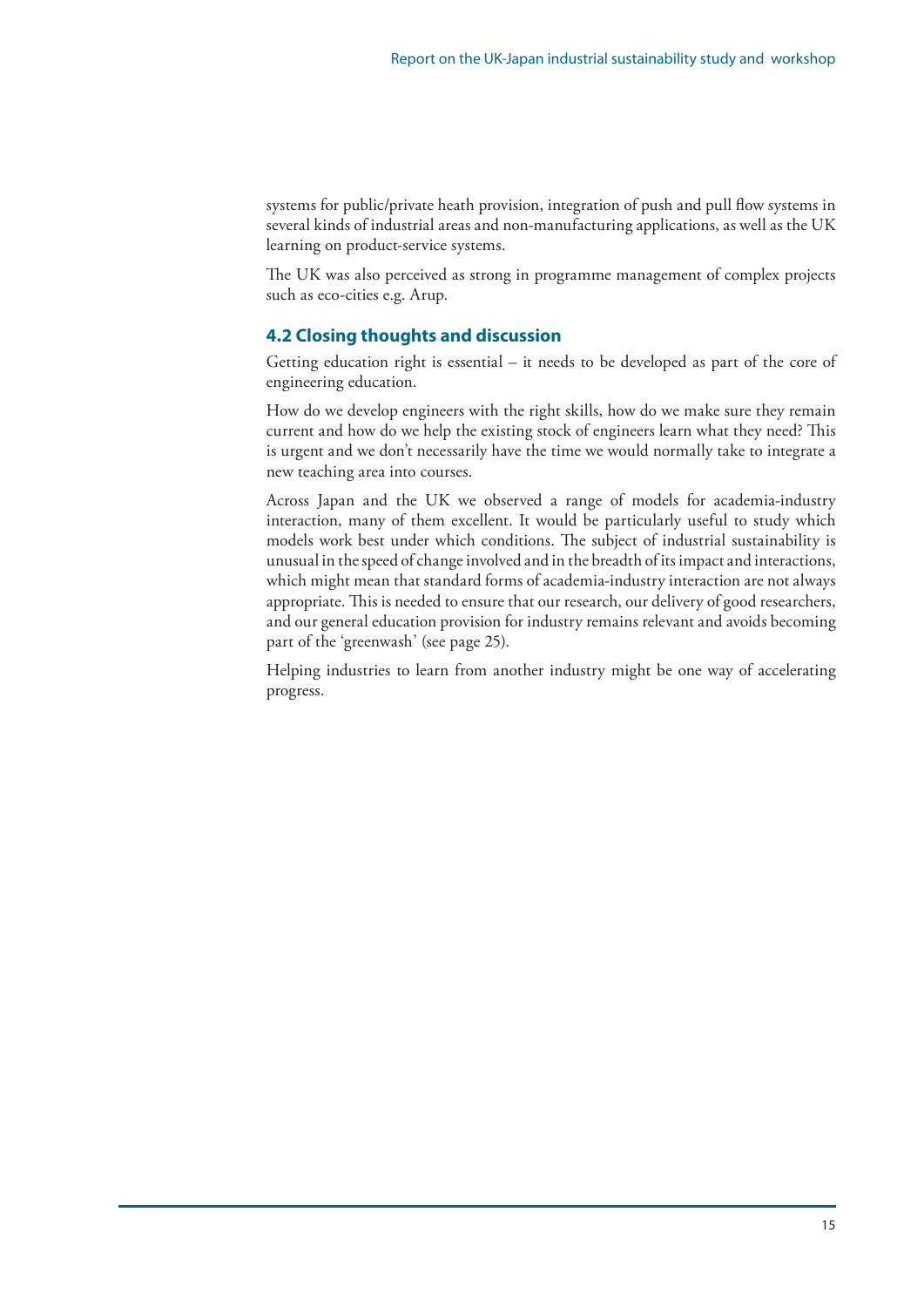systems for public/private heath provision, integration of push and pull flow systems in several kinds of industrial areas and non-manufacturing applications, as well as the UK learning on product-service systems.

The UK was also perceived as strong in programme management of complex projects such as eco-cities e.g. Arup.

### 4.2 Closing thoughts and discussion

Getting education right is essential – it needs to be developed as part of the core of engineering education.

How do we develop engineers with the right skills, how do we make sure they remain current and how do we help the existing stock of engineers learn what they need? This is urgent and we don't necessarily have the time we would normally take to integrate a new teaching area into courses.

Across Japan and the UK we observed a range of models for academia-industry interaction, many of them excellent. It would be particularly useful to study which models work best under which conditions. The subject of industrial sustainability is unusual in the speed of change involved and in the breadth of its impact and interactions, which might mean that standard forms of academia-industry interaction are not always appropriate. This is needed to ensure that our research, our delivery of good researchers, and our general education provision for industry remains relevant and avoids becoming part of the 'greenwash' (see page 25).

Helping industries to learn from another industry might be one way of accelerating progress.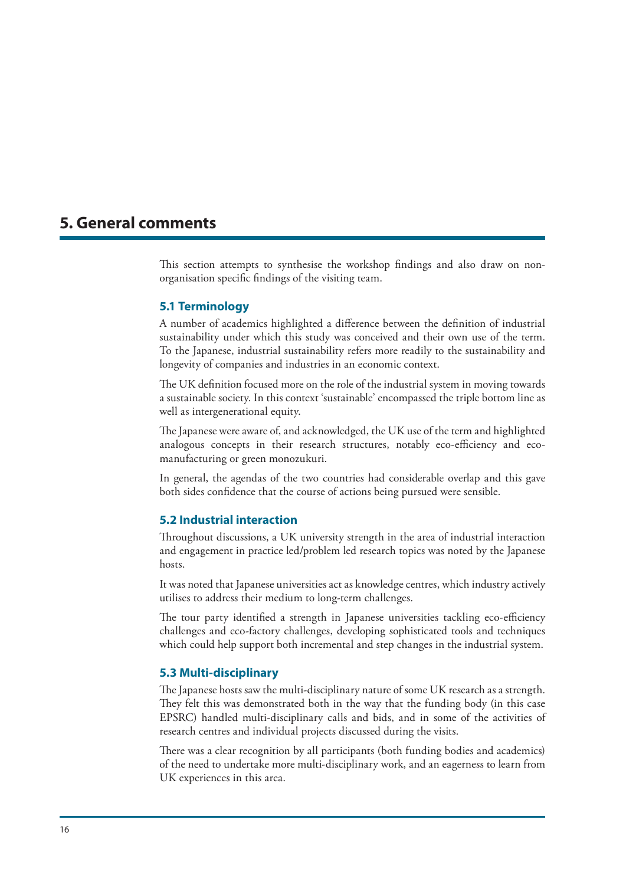# 5. General comments

This section attempts to synthesise the workshop findings and also draw on non-organisation specific findings of the visiting team.

## 5.1 Terminology

A number of academics highlighted a difference between the definition of industrial sustainability under which this study was conceived and their own use of the term. To the Japanese, industrial sustainability refers more readily to the sustainability and longevity of companies and industries in an economic context.

The UK definition focused more on the role of the industrial system in moving towards a sustainable society. In this context 'sustainable' encompassed the triple bottom line as well as intergenerational equity.

The Japanese were aware of, and acknowledged, the UK use of the term and highlighted analogous concepts in their research structures, notably eco-efficiency and eco-manufacturing or green monozukuri.

In general, the agendas of the two countries had considerable overlap and this gave both sides confidence that the course of actions being pursued were sensible.

## 5.2 Industrial interaction

Throughout discussions, a UK university strength in the area of industrial interaction and engagement in practice led/problem led research topics was noted by the Japanese hosts.

It was noted that Japanese universities act as knowledge centres, which industry actively utilises to address their medium to long-term challenges.

The tour party identified a strength in Japanese universities tackling eco-efficiency challenges and eco-factory challenges, developing sophisticated tools and techniques which could help support both incremental and step changes in the industrial system.

## 5.3 Multi-disciplinary

The Japanese hosts saw the multi-disciplinary nature of some UK research as a strength. They felt this was demonstrated both in the way that the funding body (in this case EPSRC) handled multi-disciplinary calls and bids, and in some of the activities of research centres and individual projects discussed during the visits.

There was a clear recognition by all participants (both funding bodies and academics) of the need to undertake more multi-disciplinary work, and an eagerness to learn from UK experiences in this area.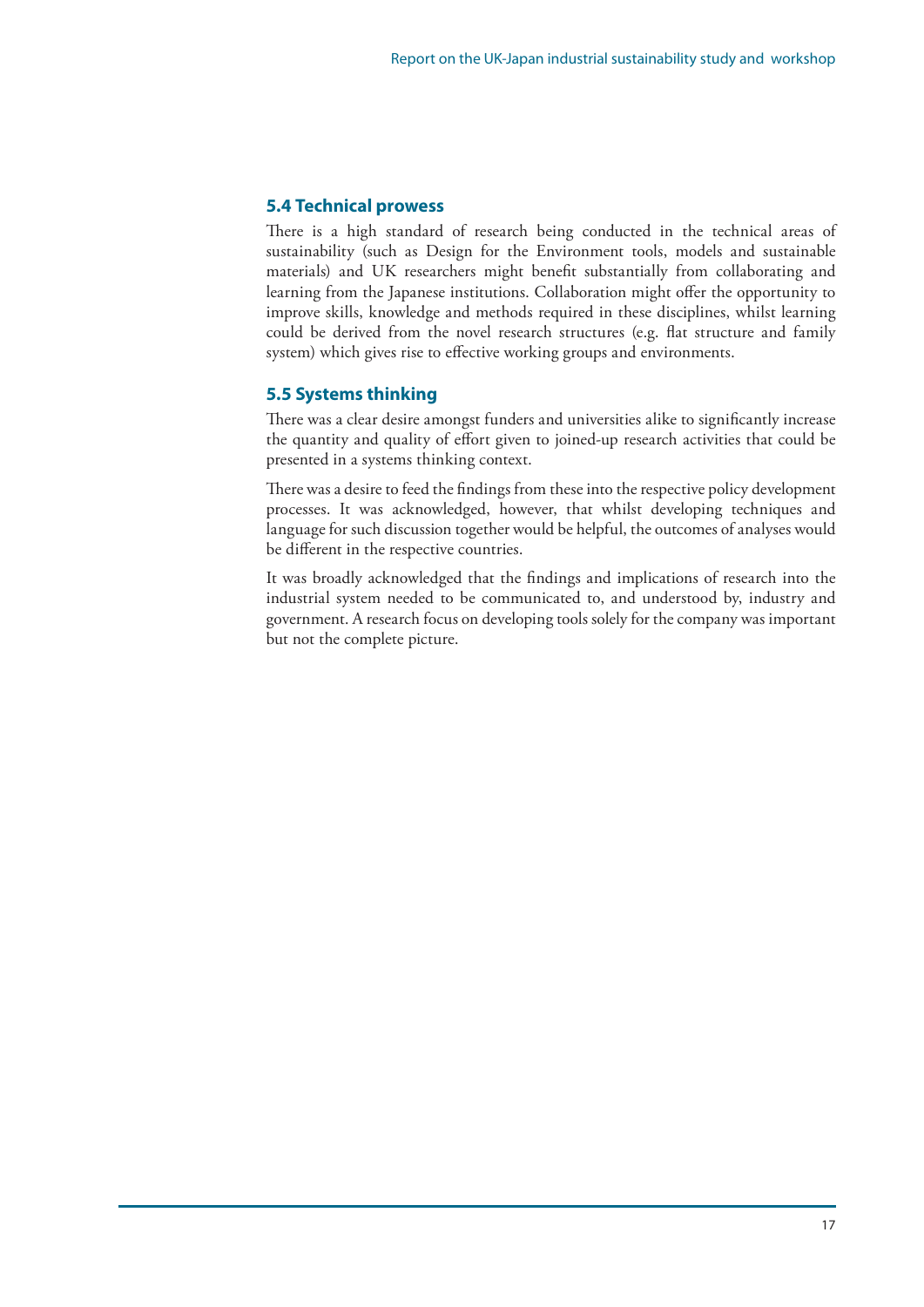## 5.4 Technical prowess

There is a high standard of research being conducted in the technical areas of sustainability (such as Design for the Environment tools, models and sustainable materials) and UK researchers might benefit substantially from collaborating and learning from the Japanese institutions. Collaboration might offer the opportunity to improve skills, knowledge and methods required in these disciplines, whilst learning could be derived from the novel research structures (e.g. flat structure and family system) which gives rise to effective working groups and environments.

## 5.5 Systems thinking

There was a clear desire amongst funders and universities alike to significantly increase the quantity and quality of effort given to joined-up research activities that could be presented in a systems thinking context.

There was a desire to feed the findings from these into the respective policy development processes. It was acknowledged, however, that whilst developing techniques and language for such discussion together would be helpful, the outcomes of analyses would be different in the respective countries.

It was broadly acknowledged that the findings and implications of research into the industrial system needed to be communicated to, and understood by, industry and government. A research focus on developing tools solely for the company was important but not the complete picture.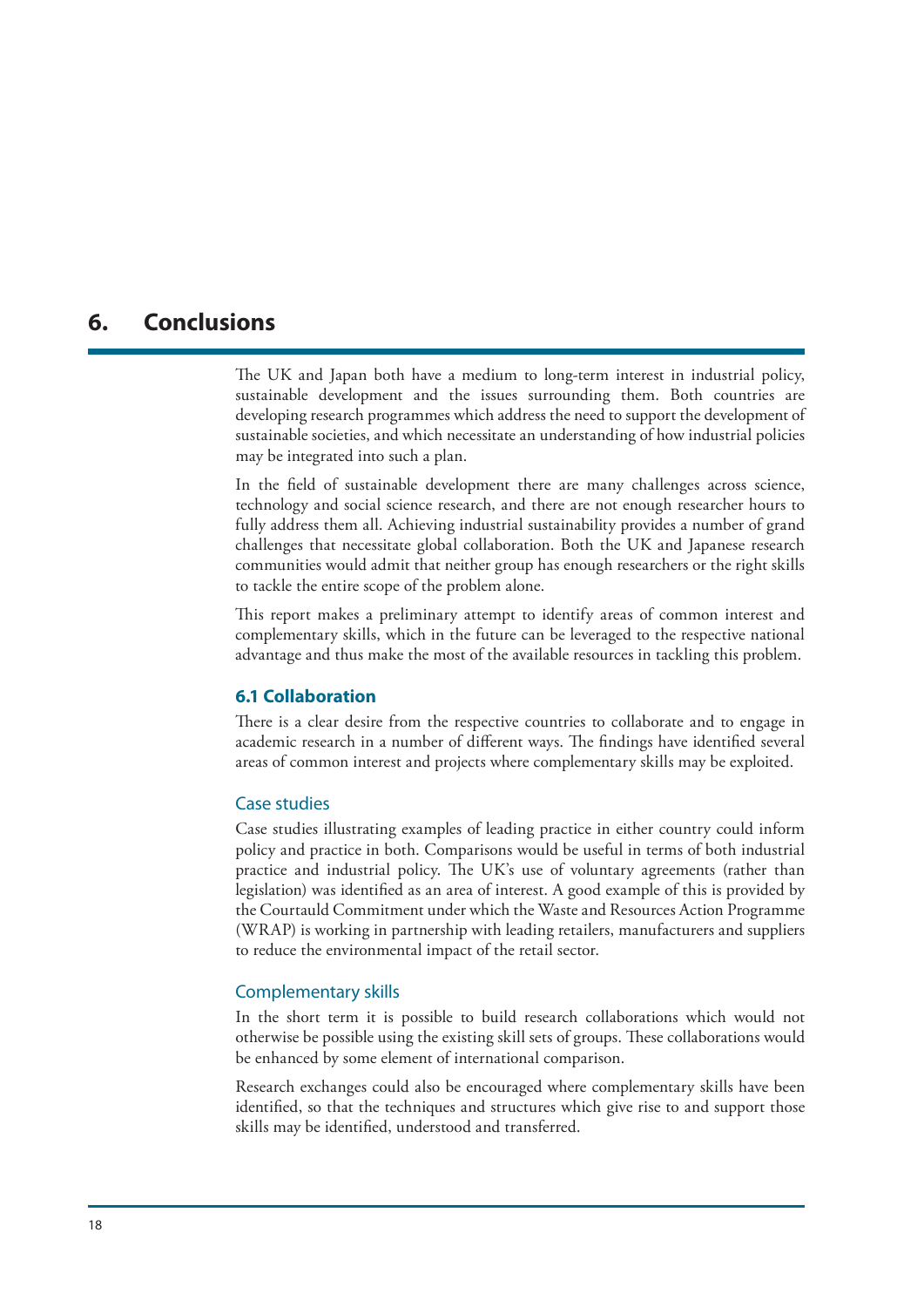# 6. Conclusions

The UK and Japan both have a medium to long-term interest in industrial policy, sustainable development and the issues surrounding them. Both countries are developing research programmes which address the need to support the development of sustainable societies, and which necessitate an understanding of how industrial policies may be integrated into such a plan.

In the field of sustainable development there are many challenges across science, technology and social science research, and there are not enough researcher hours to fully address them all. Achieving industrial sustainability provides a number of grand challenges that necessitate global collaboration. Both the UK and Japanese research communities would admit that neither group has enough researchers or the right skills to tackle the entire scope of the problem alone.

This report makes a preliminary attempt to identify areas of common interest and complementary skills, which in the future can be leveraged to the respective national advantage and thus make the most of the available resources in tackling this problem.

## 6.1 Collaboration

There is a clear desire from the respective countries to collaborate and to engage in academic research in a number of different ways. The findings have identified several areas of common interest and projects where complementary skills may be exploited.

### Case studies

Case studies illustrating examples of leading practice in either country could inform policy and practice in both. Comparisons would be useful in terms of both industrial practice and industrial policy. The UK's use of voluntary agreements (rather than legislation) was identified as an area of interest. A good example of this is provided by the Courtauld Commitment under which the Waste and Resources Action Programme (WRAP) is working in partnership with leading retailers, manufacturers and suppliers to reduce the environmental impact of the retail sector.

### Complementary skills

In the short term it is possible to build research collaborations which would not otherwise be possible using the existing skill sets of groups. These collaborations would be enhanced by some element of international comparison.

Research exchanges could also be encouraged where complementary skills have been identified, so that the techniques and structures which give rise to and support those skills may be identified, understood and transferred.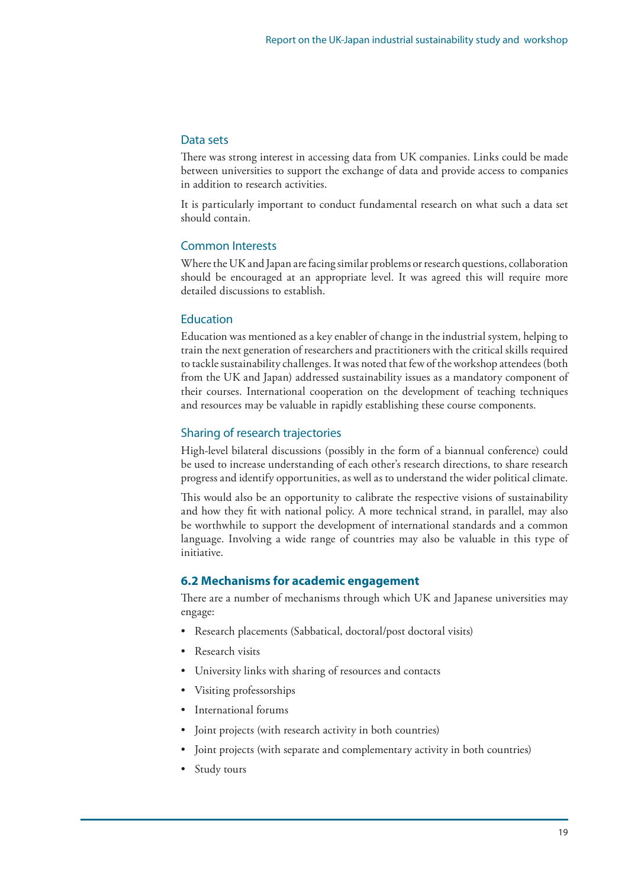### Data sets

There was strong interest in accessing data from UK companies. Links could be made between universities to support the exchange of data and provide access to companies in addition to research activities.

It is particularly important to conduct fundamental research on what such a data set should contain.

### Common Interests

Where the UK and Japan are facing similar problems or research questions, collaboration should be encouraged at an appropriate level. It was agreed this will require more detailed discussions to establish.

### Education

Education was mentioned as a key enabler of change in the industrial system, helping to train the next generation of researchers and practitioners with the critical skills required to tackle sustainability challenges. It was noted that few of the workshop attendees (both from the UK and Japan) addressed sustainability issues as a mandatory component of their courses. International cooperation on the development of teaching techniques and resources may be valuable in rapidly establishing these course components.

### Sharing of research trajectories

High-level bilateral discussions (possibly in the form of a biannual conference) could be used to increase understanding of each other's research directions, to share research progress and identify opportunities, as well as to understand the wider political climate.

This would also be an opportunity to calibrate the respective visions of sustainability and how they fit with national policy. A more technical strand, in parallel, may also be worthwhile to support the development of international standards and a common language. Involving a wide range of countries may also be valuable in this type of initiative.

## 6.2 Mechanisms for academic engagement

There are a number of mechanisms through which UK and Japanese universities may engage:

- Research placements (Sabbatical, doctoral/post doctoral visits)
- Research visits
- University links with sharing of resources and contacts
- Visiting professorships
- International forums
- Joint projects (with research activity in both countries)
- Joint projects (with separate and complementary activity in both countries)
- Study tours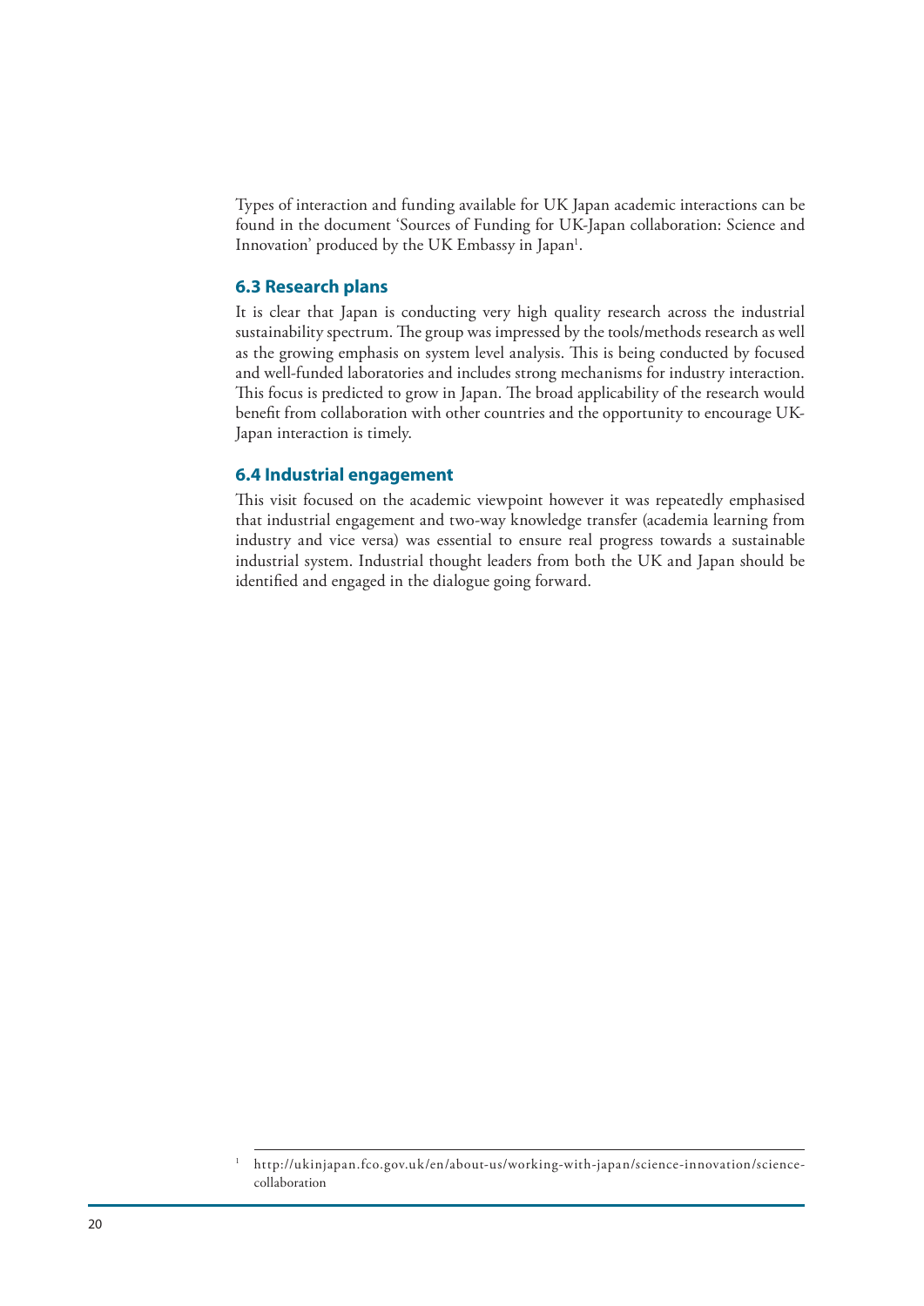Types of interaction and funding available for UK Japan academic interactions can be found in the document 'Sources of Funding for UK-Japan collaboration: Science and Innovation' produced by the UK Embassy in Japan[1].

### 6.3 Research plans

It is clear that Japan is conducting very high quality research across the industrial sustainability spectrum. The group was impressed by the tools/methods research as well as the growing emphasis on system level analysis. This is being conducted by focused and well-funded laboratories and includes strong mechanisms for industry interaction. This focus is predicted to grow in Japan. The broad applicability of the research would benefit from collaboration with other countries and the opportunity to encourage UK-Japan interaction is timely.

### 6.4 Industrial engagement

This visit focused on the academic viewpoint however it was repeatedly emphasised that industrial engagement and two-way knowledge transfer (academia learning from industry and vice versa) was essential to ensure real progress towards a sustainable industrial system. Industrial thought leaders from both the UK and Japan should be identified and engaged in the dialogue going forward.

---

[1] http://ukinjapan.fco.gov.uk/en/about-us/working-with-japan/science-innovation/science-collaboration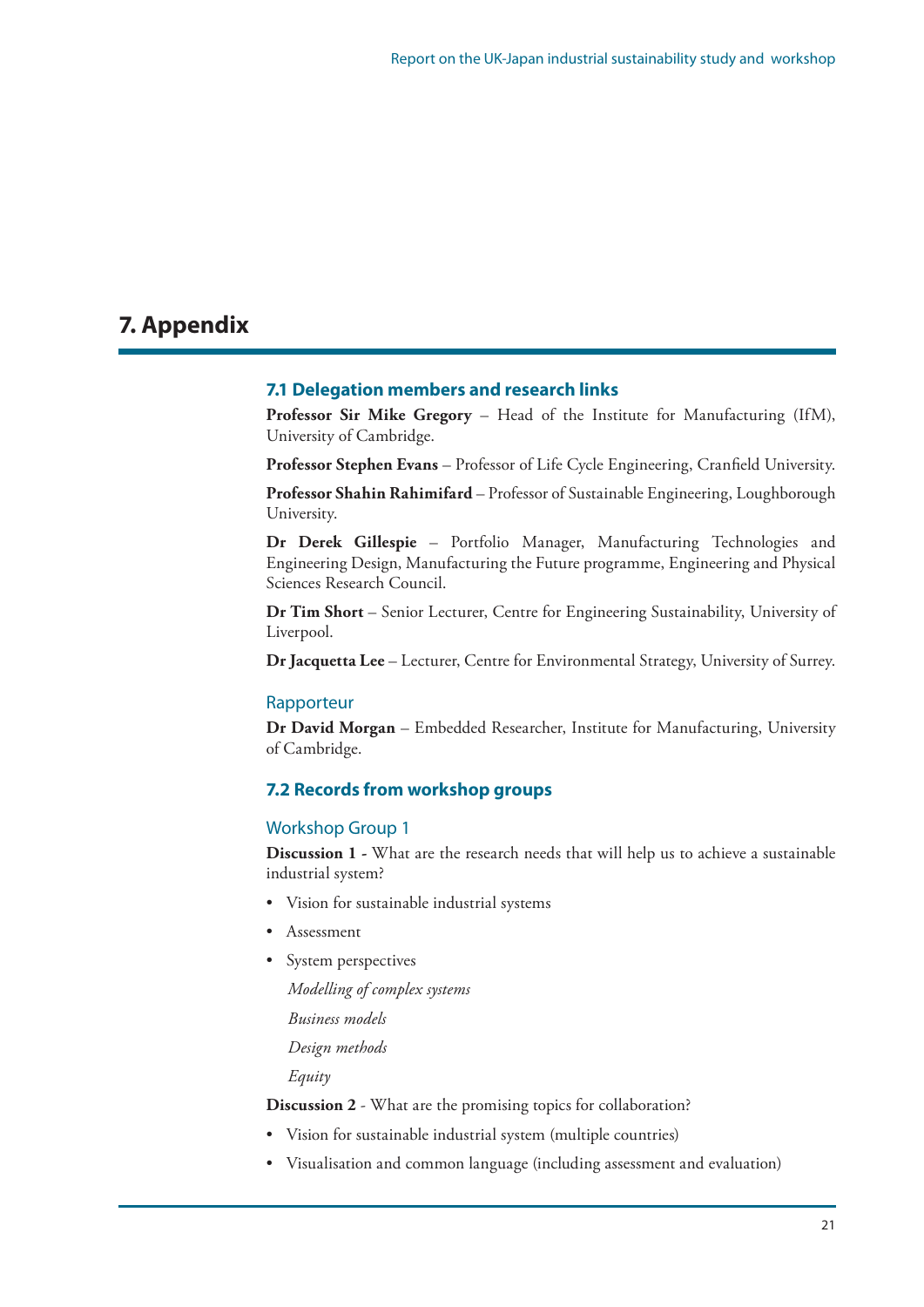# 7. Appendix

## 7.1 Delegation members and research links

**Professor Sir Mike Gregory** – Head of the Institute for Manufacturing (IfM), University of Cambridge.

**Professor Stephen Evans** – Professor of Life Cycle Engineering, Cranfield University.

**Professor Shahin Rahimifard** – Professor of Sustainable Engineering, Loughborough University.

**Dr Derek Gillespie** – Portfolio Manager, Manufacturing Technologies and Engineering Design, Manufacturing the Future programme, Engineering and Physical Sciences Research Council.

**Dr Tim Short** – Senior Lecturer, Centre for Engineering Sustainability, University of Liverpool.

**Dr Jacquetta Lee** – Lecturer, Centre for Environmental Strategy, University of Surrey.

### Rapporteur

**Dr David Morgan** – Embedded Researcher, Institute for Manufacturing, University of Cambridge.

## 7.2 Records from workshop groups

### Workshop Group 1

**Discussion 1 -** What are the research needs that will help us to achieve a sustainable industrial system?

- Vision for sustainable industrial systems
- Assessment
- System perspectives

  *Modelling of complex systems*

  *Business models*

  *Design methods*

  *Equity*

**Discussion 2** - What are the promising topics for collaboration?

- Vision for sustainable industrial system (multiple countries)
- Visualisation and common language (including assessment and evaluation)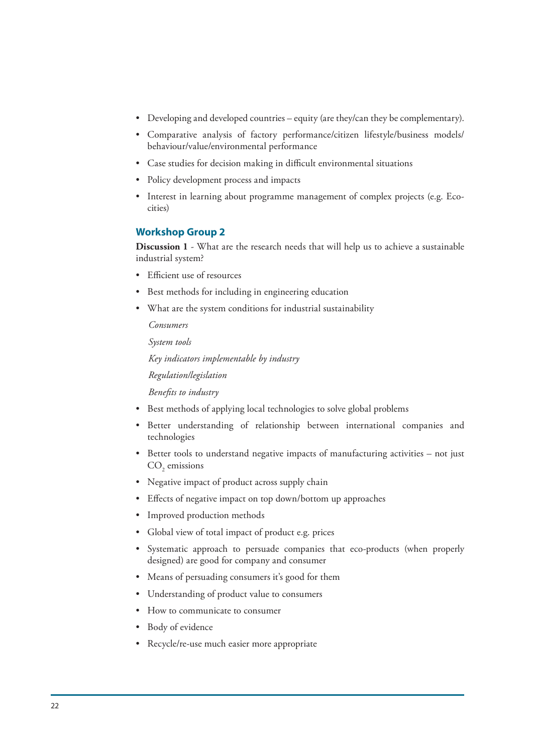- Developing and developed countries – equity (are they/can they be complementary).
- Comparative analysis of factory performance/citizen lifestyle/business models/ behaviour/value/environmental performance
- Case studies for decision making in difficult environmental situations
- Policy development process and impacts
- Interest in learning about programme management of complex projects (e.g. Eco-cities)

### Workshop Group 2

**Discussion 1** - What are the research needs that will help us to achieve a sustainable industrial system?

- Efficient use of resources
- Best methods for including in engineering education
- What are the system conditions for industrial sustainability

  *Consumers*

  *System tools*

  *Key indicators implementable by industry*

  *Regulation/legislation*

  *Benefits to industry*

- Best methods of applying local technologies to solve global problems
- Better understanding of relationship between international companies and technologies
- Better tools to understand negative impacts of manufacturing activities – not just $CO_2$ emissions
- Negative impact of product across supply chain
- Effects of negative impact on top down/bottom up approaches
- Improved production methods
- Global view of total impact of product e.g. prices
- Systematic approach to persuade companies that eco-products (when properly designed) are good for company and consumer
- Means of persuading consumers it's good for them
- Understanding of product value to consumers
- How to communicate to consumer
- Body of evidence
- Recycle/re-use much easier more appropriate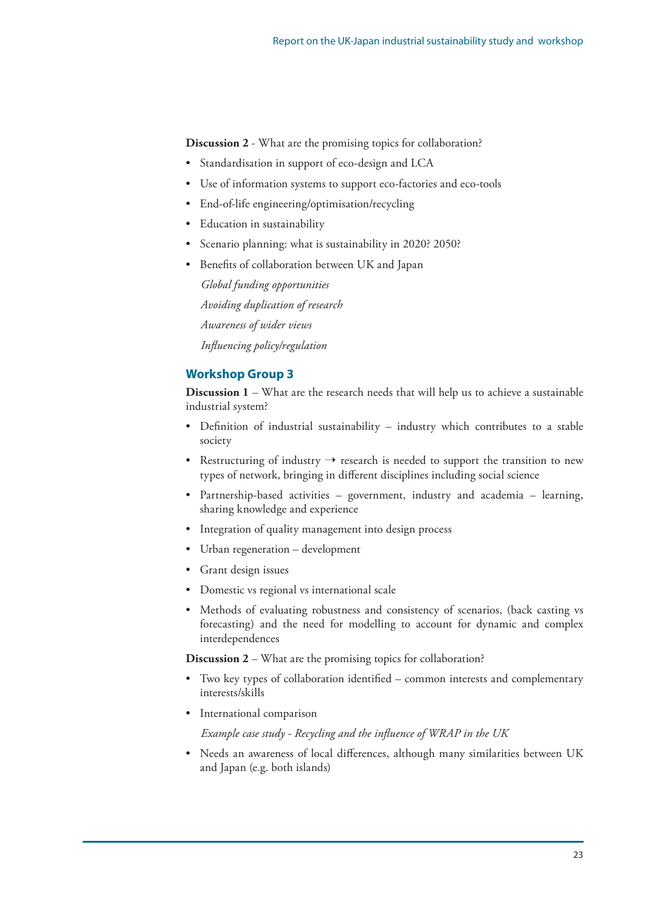**Discussion 2** - What are the promising topics for collaboration?

- Standardisation in support of eco-design and LCA
- Use of information systems to support eco-factories and eco-tools
- End-of-life engineering/optimisation/recycling
- Education in sustainability
- Scenario planning: what is sustainability in 2020? 2050?
- Benefits of collaboration between UK and Japan

  *Global funding opportunities*

  *Avoiding duplication of research*

  *Awareness of wider views*

  *Influencing policy/regulation*

### Workshop Group 3

**Discussion 1** – What are the research needs that will help us to achieve a sustainable industrial system?

- Definition of industrial sustainability – industry which contributes to a stable society
- Restructuring of industry → research is needed to support the transition to new types of network, bringing in different disciplines including social science
- Partnership-based activities – government, industry and academia – learning, sharing knowledge and experience
- Integration of quality management into design process
- Urban regeneration – development
- Grant design issues
- Domestic vs regional vs international scale
- Methods of evaluating robustness and consistency of scenarios, (back casting vs forecasting) and the need for modelling to account for dynamic and complex interdependences

**Discussion 2** – What are the promising topics for collaboration?

- Two key types of collaboration identified – common interests and complementary interests/skills
- International comparison

  *Example case study - Recycling and the influence of WRAP in the UK*

- Needs an awareness of local differences, although many similarities between UK and Japan (e.g. both islands)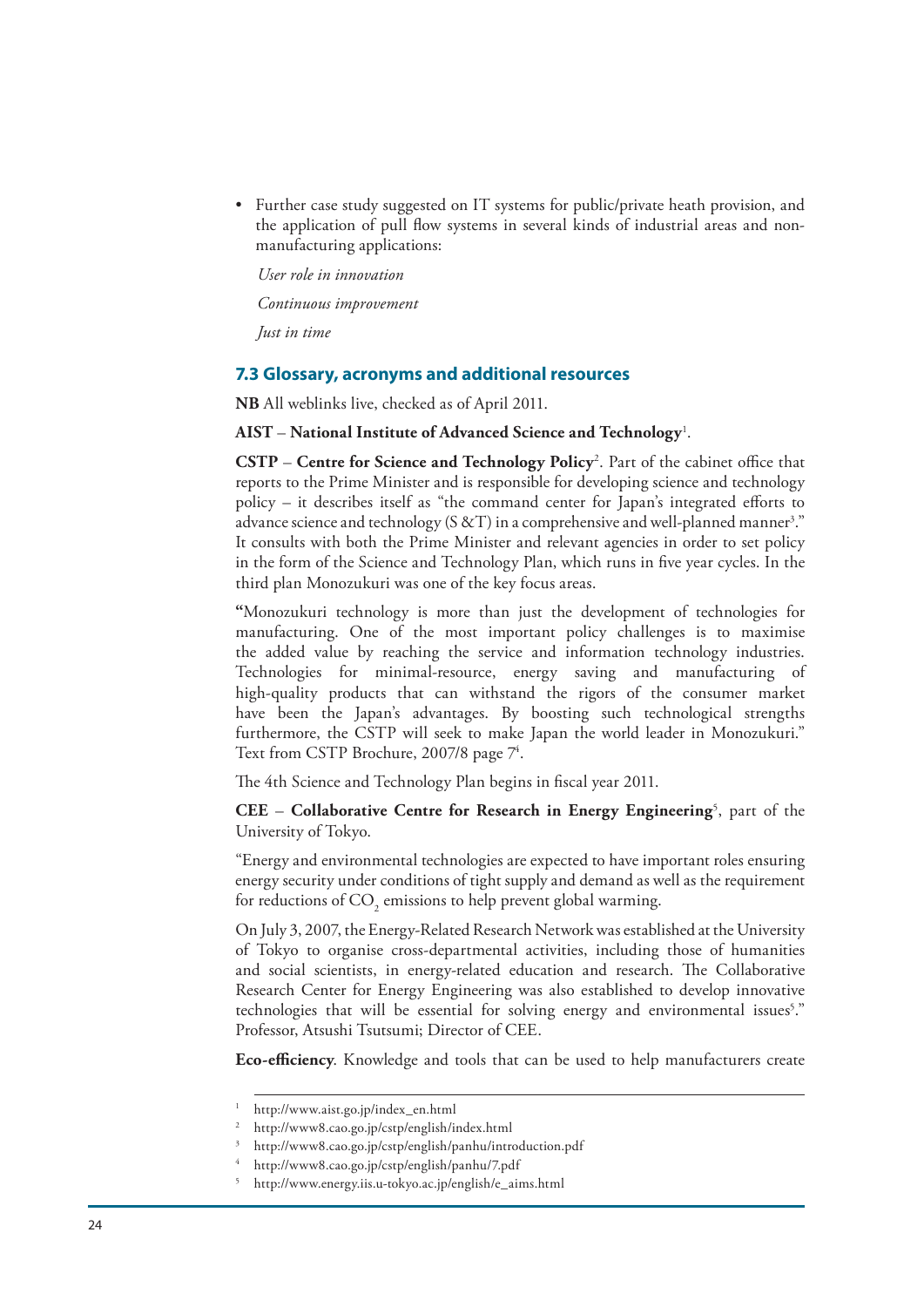- Further case study suggested on IT systems for public/private heath provision, and the application of pull flow systems in several kinds of industrial areas and non-manufacturing applications:

  *User role in innovation*

  *Continuous improvement*

  *Just in time*

### 7.3 Glossary, acronyms and additional resources

**NB** All weblinks live, checked as of April 2011.

**AIST – National Institute of Advanced Science and Technology**[1].

**CSTP – Centre for Science and Technology Policy**[2]. Part of the cabinet office that reports to the Prime Minister and is responsible for developing science and technology policy – it describes itself as "the command center for Japan's integrated efforts to advance science and technology (S &T) in a comprehensive and well-planned manner[3]." It consults with both the Prime Minister and relevant agencies in order to set policy in the form of the Science and Technology Plan, which runs in five year cycles. In the third plan Monozukuri was one of the key focus areas.

**"**Monozukuri technology is more than just the development of technologies for manufacturing. One of the most important policy challenges is to maximise the added value by reaching the service and information technology industries. Technologies for minimal-resource, energy saving and manufacturing of high-quality products that can withstand the rigors of the consumer market have been the Japan's advantages. By boosting such technological strengths furthermore, the CSTP will seek to make Japan the world leader in Monozukuri." Text from CSTP Brochure, 2007/8 page 7[4].

The 4th Science and Technology Plan begins in fiscal year 2011.

**CEE – Collaborative Centre for Research in Energy Engineering**[5], part of the University of Tokyo.

"Energy and environmental technologies are expected to have important roles ensuring energy security under conditions of tight supply and demand as well as the requirement for reductions of $CO_2$ emissions to help prevent global warming.

On July 3, 2007, the Energy-Related Research Network was established at the University of Tokyo to organise cross-departmental activities, including those of humanities and social scientists, in energy-related education and research. The Collaborative Research Center for Energy Engineering was also established to develop innovative technologies that will be essential for solving energy and environmental issues[5]." Professor, Atsushi Tsutsumi; Director of CEE.

**Eco-efficiency**. Knowledge and tools that can be used to help manufacturers create

---

[1] http://www.aist.go.jp/index_en.html

[2] http://www8.cao.go.jp/cstp/english/index.html

[3] http://www8.cao.go.jp/cstp/english/panhu/introduction.pdf

[4] http://www8.cao.go.jp/cstp/english/panhu/7.pdf

[5] http://www.energy.iis.u-tokyo.ac.jp/english/e_aims.html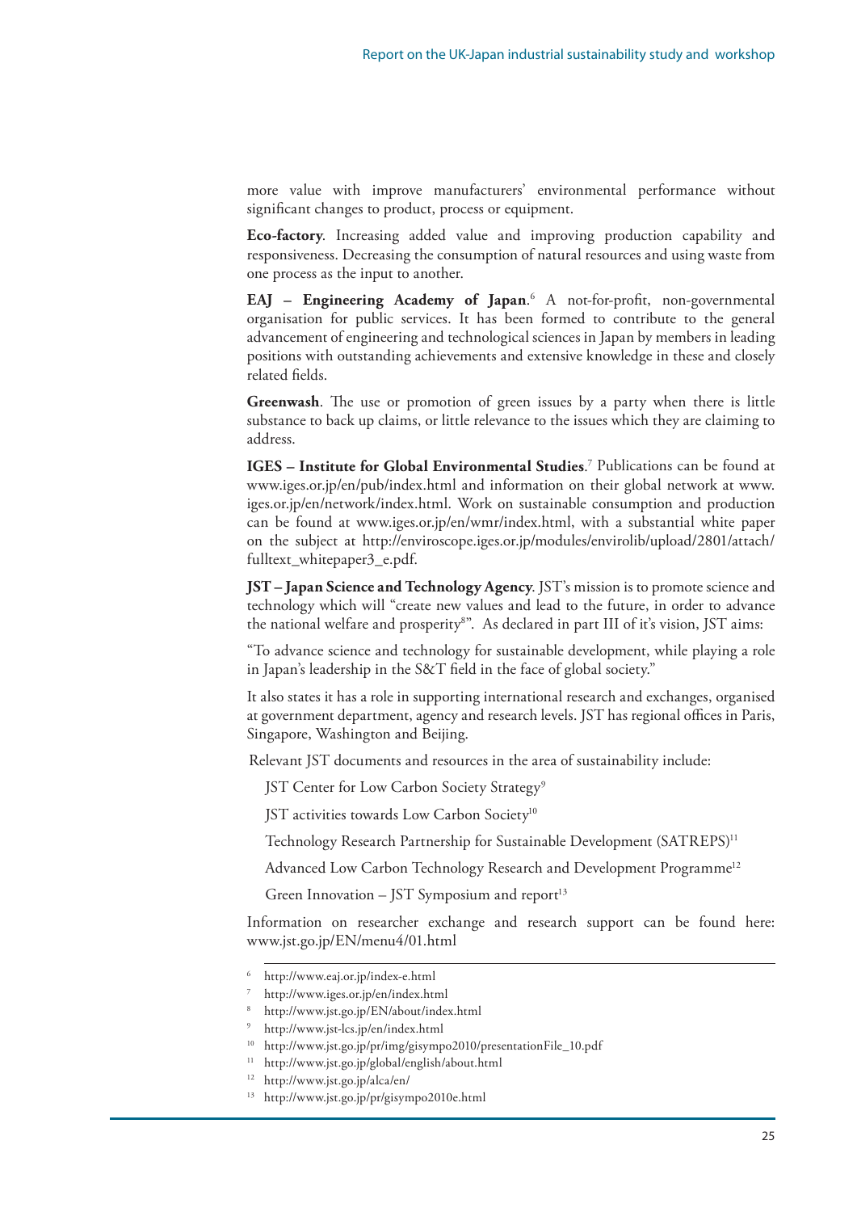more value with improve manufacturers' environmental performance without significant changes to product, process or equipment.

**Eco-factory**. Increasing added value and improving production capability and responsiveness. Decreasing the consumption of natural resources and using waste from one process as the input to another.

**EAJ – Engineering Academy of Japan**.[6] A not-for-profit, non-governmental organisation for public services. It has been formed to contribute to the general advancement of engineering and technological sciences in Japan by members in leading positions with outstanding achievements and extensive knowledge in these and closely related fields.

**Greenwash**. The use or promotion of green issues by a party when there is little substance to back up claims, or little relevance to the issues which they are claiming to address.

**IGES – Institute for Global Environmental Studies**.[7] Publications can be found at www.iges.or.jp/en/pub/index.html and information on their global network at www.iges.or.jp/en/network/index.html. Work on sustainable consumption and production can be found at www.iges.or.jp/en/wmr/index.html, with a substantial white paper on the subject at http://enviroscope.iges.or.jp/modules/envirolib/upload/2801/attach/fulltext_whitepaper3_e.pdf.

**JST – Japan Science and Technology Agency**. JST's mission is to promote science and technology which will "create new values and lead to the future, in order to advance the national welfare and prosperity[8]". As declared in part III of it's vision, JST aims:

"To advance science and technology for sustainable development, while playing a role in Japan's leadership in the S&T field in the face of global society."

It also states it has a role in supporting international research and exchanges, organised at government department, agency and research levels. JST has regional offices in Paris, Singapore, Washington and Beijing.

Relevant JST documents and resources in the area of sustainability include:

JST Center for Low Carbon Society Strategy[9]

JST activities towards Low Carbon Society[10]

Technology Research Partnership for Sustainable Development (SATREPS)[11]

Advanced Low Carbon Technology Research and Development Programme[12]

Green Innovation – JST Symposium and report[13]

Information on researcher exchange and research support can be found here: www.jst.go.jp/EN/menu4/01.html

---

[6] http://www.eaj.or.jp/index-e.html

[7] http://www.iges.or.jp/en/index.html

[8] http://www.jst.go.jp/EN/about/index.html

[9] http://www.jst-lcs.jp/en/index.html

[10] http://www.jst.go.jp/pr/img/gisympo2010/presentationFile_10.pdf

[11] http://www.jst.go.jp/global/english/about.html

[12] http://www.jst.go.jp/alca/en/

[13] http://www.jst.go.jp/pr/gisympo2010e.html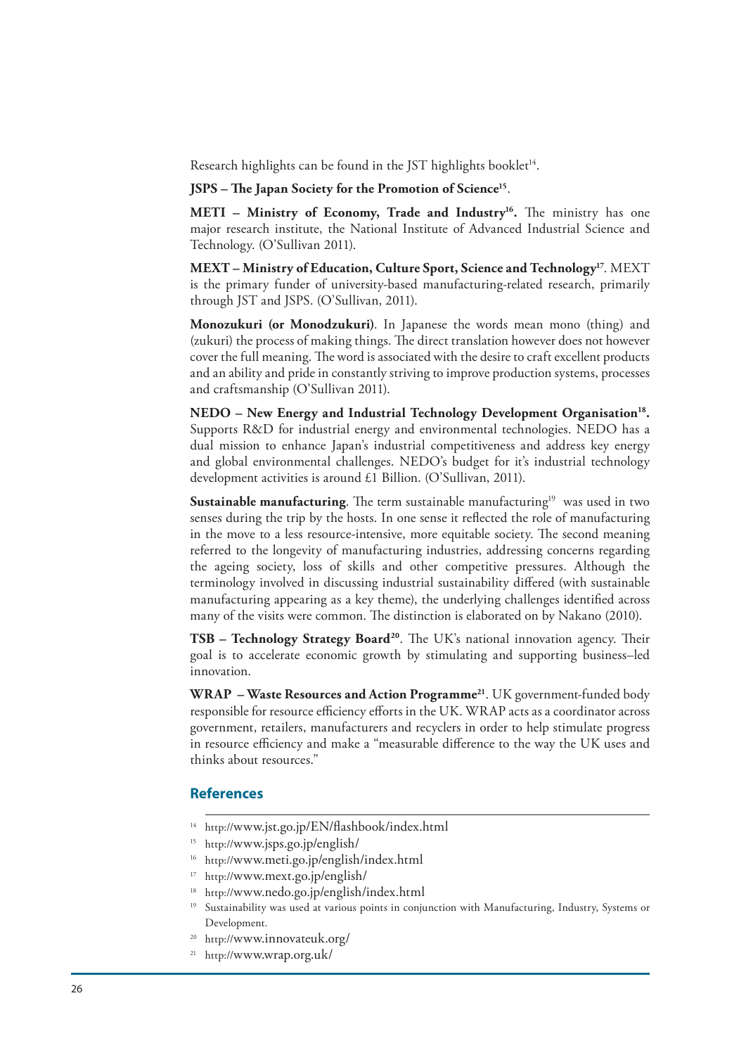Research highlights can be found in the JST highlights booklet[14].

**JSPS – The Japan Society for the Promotion of Science[15]**.

**METI – Ministry of Economy, Trade and Industry[16].** The ministry has one major research institute, the National Institute of Advanced Industrial Science and Technology. (O'Sullivan 2011).

**MEXT – Ministry of Education, Culture Sport, Science and Technology[17]**. MEXT is the primary funder of university-based manufacturing-related research, primarily through JST and JSPS. (O'Sullivan, 2011).

**Monozukuri (or Monodzukuri)**. In Japanese the words mean mono (thing) and (zukuri) the process of making things. The direct translation however does not however cover the full meaning. The word is associated with the desire to craft excellent products and an ability and pride in constantly striving to improve production systems, processes and craftsmanship (O'Sullivan 2011).

**NEDO – New Energy and Industrial Technology Development Organisation[18].** Supports R&D for industrial energy and environmental technologies. NEDO has a dual mission to enhance Japan's industrial competitiveness and address key energy and global environmental challenges. NEDO's budget for it's industrial technology development activities is around £1 Billion. (O'Sullivan, 2011).

**Sustainable manufacturing**. The term sustainable manufacturing[19] was used in two senses during the trip by the hosts. In one sense it reflected the role of manufacturing in the move to a less resource-intensive, more equitable society. The second meaning referred to the longevity of manufacturing industries, addressing concerns regarding the ageing society, loss of skills and other competitive pressures. Although the terminology involved in discussing industrial sustainability differed (with sustainable manufacturing appearing as a key theme), the underlying challenges identified across many of the visits were common. The distinction is elaborated on by Nakano (2010).

**TSB – Technology Strategy Board[20]**. The UK's national innovation agency. Their goal is to accelerate economic growth by stimulating and supporting business–led innovation.

**WRAP – Waste Resources and Action Programme[21]**. UK government-funded body responsible for resource efficiency efforts in the UK. WRAP acts as a coordinator across government, retailers, manufacturers and recyclers in order to help stimulate progress in resource efficiency and make a "measurable difference to the way the UK uses and thinks about resources."

## References

[14] http://www.jst.go.jp/EN/flashbook/index.html

[15] http://www.jsps.go.jp/english/

[16] http://www.meti.go.jp/english/index.html

[17] http://www.mext.go.jp/english/

[18] http://www.nedo.go.jp/english/index.html

[19] Sustainability was used at various points in conjunction with Manufacturing, Industry, Systems or Development.

[20] http://www.innovateuk.org/

[21] http://www.wrap.org.uk/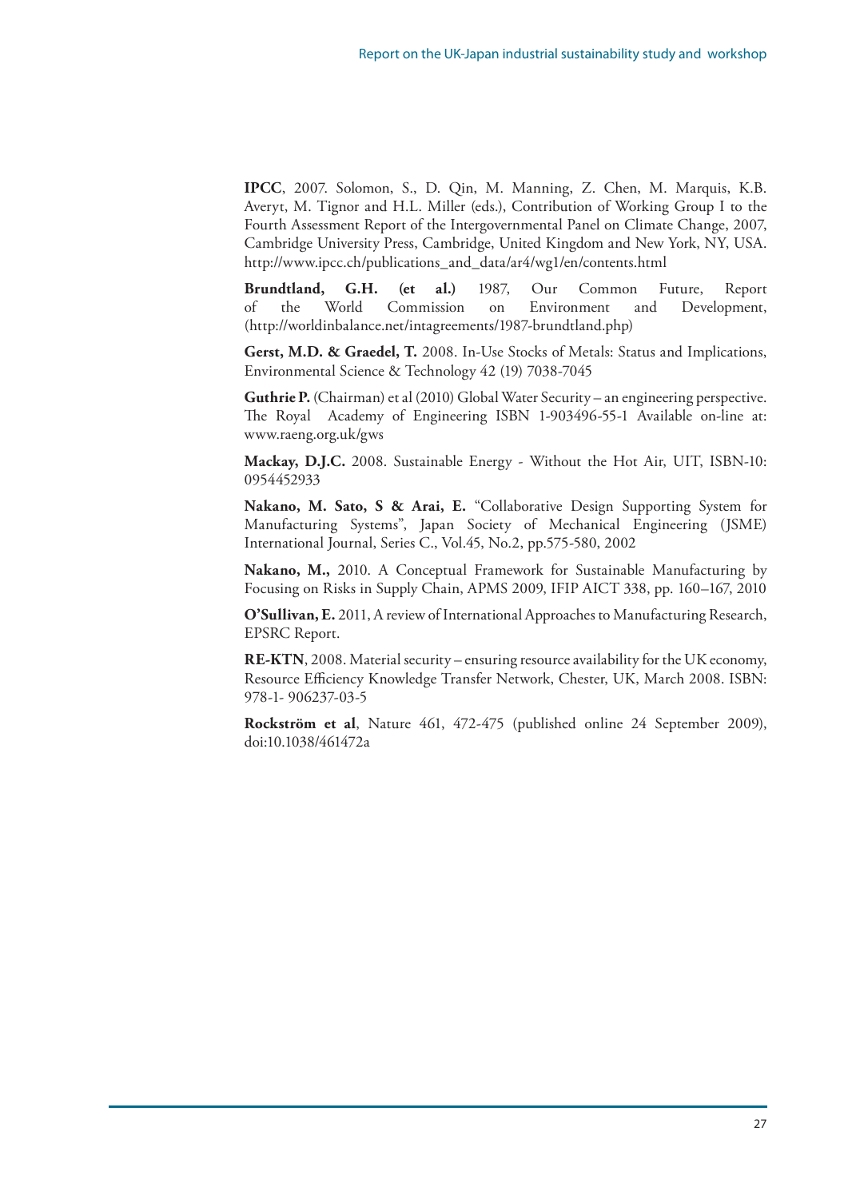**IPCC**, 2007. Solomon, S., D. Qin, M. Manning, Z. Chen, M. Marquis, K.B. Averyt, M. Tignor and H.L. Miller (eds.), Contribution of Working Group I to the Fourth Assessment Report of the Intergovernmental Panel on Climate Change, 2007, Cambridge University Press, Cambridge, United Kingdom and New York, NY, USA. http://www.ipcc.ch/publications_and_data/ar4/wg1/en/contents.html

**Brundtland, G.H. (et al.)** 1987, Our Common Future, Report of the World Commission on Environment and Development, (http://worldinbalance.net/intagreements/1987-brundtland.php)

**Gerst, M.D. & Graedel, T.** 2008. In-Use Stocks of Metals: Status and Implications, Environmental Science & Technology 42 (19) 7038-7045

**Guthrie P.** (Chairman) et al (2010) Global Water Security – an engineering perspective. The Royal Academy of Engineering ISBN 1-903496-55-1 Available on-line at: www.raeng.org.uk/gws

**Mackay, D.J.C.** 2008. Sustainable Energy - Without the Hot Air, UIT, ISBN-10: 0954452933

**Nakano, M. Sato, S & Arai, E.** "Collaborative Design Supporting System for Manufacturing Systems", Japan Society of Mechanical Engineering (JSME) International Journal, Series C., Vol.45, No.2, pp.575-580, 2002

**Nakano, M.,** 2010. A Conceptual Framework for Sustainable Manufacturing by Focusing on Risks in Supply Chain, APMS 2009, IFIP AICT 338, pp. 160–167, 2010

**O'Sullivan, E.** 2011, A review of International Approaches to Manufacturing Research, EPSRC Report.

**RE-KTN**, 2008. Material security – ensuring resource availability for the UK economy, Resource Efficiency Knowledge Transfer Network, Chester, UK, March 2008. ISBN: 978-1- 906237-03-5

**Rockström et al**, Nature 461, 472-475 (published online 24 September 2009), doi:10.1038/461472a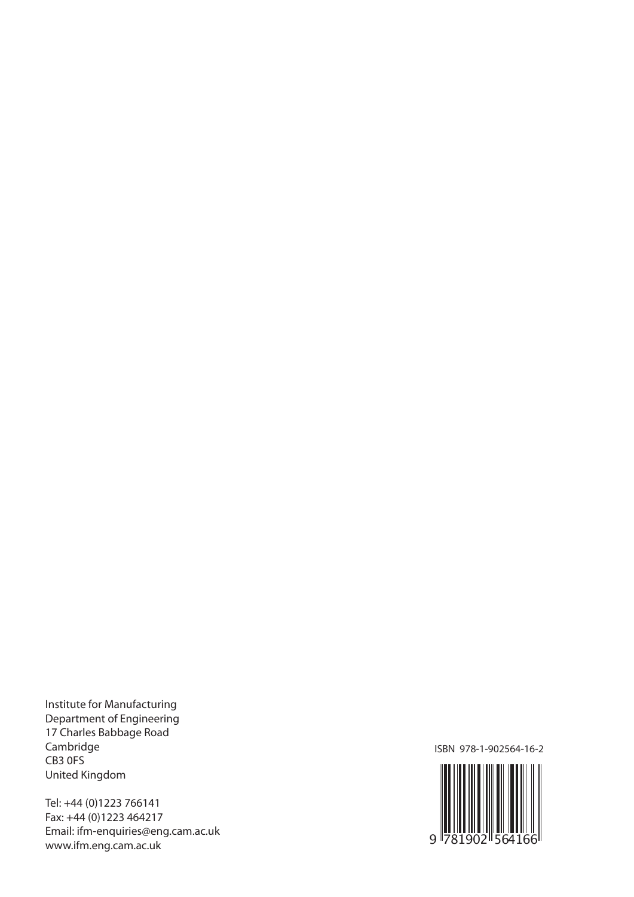Institute for Manufacturing
Department of Engineering
17 Charles Babbage Road
Cambridge
CB3 0FS
United Kingdom

Tel: +44 (0)1223 766141
Fax: +44 (0)1223 464217
Email: ifm-enquiries@eng.cam.ac.uk
www.ifm.eng.cam.ac.uk

ISBN 978-1-902564-16-2

9 781902 564166